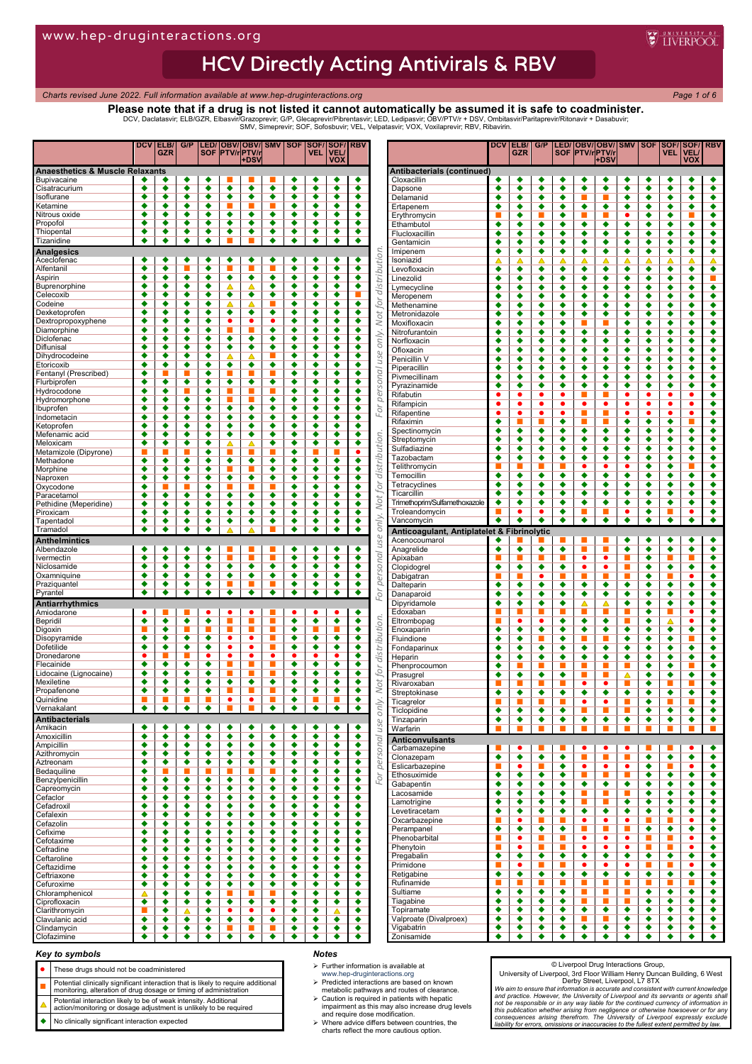# HCV Directly Acting Antivirals & RBV

www.hep-druginteractions.org

*Charts revised June 2022. Full information available at www.hep-druginteractions.org*

**Please note that if a drug is not listed it cannot automatically be assumed it is safe to coadminister.**

DCV, Daclatasvir; ELB/GZR, Elbasvir/Grazoprevir; G/P, Glecaprevir/Pibrentasvir; LED, Ledipasvir; OBV/PTV/r + DSV, Ombitasvir/Paritaprevir/Ritonavir + Dasabuvir; SMV, Simeprevir; SOF, Sofosbuvir; VEL, Velpatasvir; VOX, Voxilaprevir; RBV, Ribavirin.

Symbols: ● = should not be coadministered; ■ = potential clinically significant interaction; ▲ = potential weak interaction; ◆ = no clinically significant interaction expected (see Key to symbols).

| Drug | DCV | ELB/GZR | G/P | LED/SOF | OBV/PTV/r | OBV/PTV/r +DSV | SMV | SOF | SOF/VEL | SOF/VEL/VOX | RBV |
|---|---|---|---|---|---|---|---|---|---|---|---|
| **Anaesthetics & Muscle Relaxants** | | | | | | | | | | | |
| Bupivacaine | ◆ | ◆ | ◆ | ◆ | ■ | ■ | ■ | ◆ | ◆ | ◆ | ◆ |
| Cisatracurium | ◆ | ◆ | ◆ | ◆ | ◆ | ◆ | ◆ | ◆ | ◆ | ◆ | ◆ |
| Isoflurane | ◆ | ◆ | ◆ | ◆ | ◆ | ◆ | ◆ | ◆ | ◆ | ◆ | ◆ |
| Ketamine | ◆ | ◆ | ◆ | ◆ | ■ | ■ | ■ | ◆ | ◆ | ◆ | ◆ |
| Nitrous oxide | ◆ | ◆ | ◆ | ◆ | ◆ | ◆ | ◆ | ◆ | ◆ | ◆ | ◆ |
| Propofol | ◆ | ◆ | ◆ | ◆ | ◆ | ◆ | ◆ | ◆ | ◆ | ◆ | ◆ |
| Thiopental | ◆ | ◆ | ◆ | ◆ | ◆ | ◆ | ◆ | ◆ | ◆ | ◆ | ◆ |
| Tizanidine | ◆ | ◆ | ◆ | ◆ | ■ | ■ | ◆ | ◆ | ◆ | ◆ | ◆ |
| **Analgesics** | | | | | | | | | | | |
| Aceclofenac | ◆ | ◆ | ◆ | ◆ | ◆ | ◆ | ◆ | ◆ | ◆ | ◆ | ◆ |
| Alfentanil | ◆ | ◆ | ■ | ◆ | ■ | ■ | ■ | ◆ | ◆ | ◆ | ◆ |
| Aspirin | ◆ | ◆ | ◆ | ◆ | ◆ | ◆ | ◆ | ◆ | ◆ | ◆ | ◆ |
| Buprenorphine | ◆ | ◆ | ◆ | ◆ | ▲ | ▲ | ◆ | ◆ | ◆ | ◆ | ◆ |
| Celecoxib | ◆ | ◆ | ◆ | ◆ | ◆ | ◆ | ◆ | ◆ | ◆ | ◆ | ■ |
| Codeine | ◆ | ◆ | ◆ | ◆ | ▲ | ▲ | ■ | ◆ | ◆ | ◆ | ◆ |
| Dexketoprofen | ◆ | ◆ | ◆ | ◆ | ◆ | ◆ | ◆ | ◆ | ◆ | ◆ | ◆ |
| Dextropropoxyphene | ◆ | ◆ | ◆ | ◆ | ● | ● | ● | ◆ | ◆ | ◆ | ◆ |
| Diamorphine | ◆ | ◆ | ◆ | ◆ | ■ | ■ | ◆ | ◆ | ◆ | ◆ | ◆ |
| Diclofenac | ◆ | ◆ | ◆ | ◆ | ◆ | ◆ | ◆ | ◆ | ◆ | ◆ | ◆ |
| Diflunisal | ◆ | ◆ | ◆ | ◆ | ◆ | ◆ | ◆ | ◆ | ◆ | ◆ | ◆ |
| Dihydrocodeine | ◆ | ◆ | ◆ | ◆ | ▲ | ▲ | ■ | ◆ | ◆ | ◆ | ◆ |
| Etoricoxib | ◆ | ◆ | ◆ | ◆ | ◆ | ◆ | ◆ | ◆ | ◆ | ◆ | ◆ |
| Fentanyl (Prescribed) | ◆ | ■ | ■ | ◆ | ■ | ■ | ■ | ◆ | ◆ | ◆ | ◆ |
| Flurbiprofen | ◆ | ◆ | ◆ | ◆ | ◆ | ◆ | ◆ | ◆ | ◆ | ◆ | ◆ |
| Hydrocodone | ◆ | ◆ | ■ | ◆ | ■ | ■ | ■ | ◆ | ◆ | ◆ | ◆ |
| Hydromorphone | ◆ | ◆ | ◆ | ◆ | ■ | ■ | ◆ | ◆ | ◆ | ◆ | ◆ |
| Ibuprofen | ◆ | ◆ | ◆ | ◆ | ◆ | ◆ | ◆ | ◆ | ◆ | ◆ | ◆ |
| Indometacin | ◆ | ◆ | ◆ | ◆ | ◆ | ◆ | ◆ | ◆ | ◆ | ◆ | ◆ |
| Ketoprofen | ◆ | ◆ | ◆ | ◆ | ◆ | ◆ | ◆ | ◆ | ◆ | ◆ | ◆ |
| Mefenamic acid | ◆ | ◆ | ◆ | ◆ | ◆ | ◆ | ◆ | ◆ | ◆ | ◆ | ◆ |
| Meloxicam | ◆ | ◆ | ◆ | ◆ | ▲ | ▲ | ◆ | ◆ | ◆ | ◆ | ◆ |
| Metamizole (Dipyrone) | ■ | ■ | ■ | ◆ | ■ | ■ | ■ | ◆ | ■ | ■ | ● |
| Methadone | ◆ | ◆ | ◆ | ◆ | ◆ | ◆ | ◆ | ◆ | ◆ | ◆ | ◆ |
| Morphine | ◆ | ◆ | ◆ | ◆ | ■ | ■ | ◆ | ◆ | ◆ | ◆ | ◆ |
| Naproxen | ◆ | ◆ | ◆ | ◆ | ◆ | ◆ | ◆ | ◆ | ◆ | ◆ | ◆ |
| Oxycodone | ◆ | ■ | ■ | ◆ | ■ | ■ | ■ | ◆ | ◆ | ◆ | ◆ |
| Paracetamol | ◆ | ◆ | ◆ | ◆ | ◆ | ◆ | ◆ | ◆ | ◆ | ◆ | ◆ |
| Pethidine (Meperidine) | ◆ | ◆ | ◆ | ◆ | ■ | ■ | ◆ | ◆ | ◆ | ◆ | ◆ |
| Piroxicam | ◆ | ◆ | ◆ | ◆ | ◆ | ◆ | ◆ | ◆ | ◆ | ◆ | ◆ |
| Tapentadol | ◆ | ◆ | ◆ | ◆ | ◆ | ◆ | ◆ | ◆ | ◆ | ◆ | ◆ |
| Tramadol | ◆ | ◆ | ◆ | ◆ | ▲ | ▲ | ■ | ◆ | ◆ | ◆ | ◆ |
| **Anthelmintics** | | | | | | | | | | | |
| Albendazole | ◆ | ◆ | ◆ | ◆ | ■ | ■ | ■ | ◆ | ◆ | ◆ | ◆ |
| Ivermectin | ◆ | ◆ | ◆ | ◆ | ■ | ■ | ■ | ◆ | ◆ | ◆ | ◆ |
| Niclosamide | ◆ | ◆ | ◆ | ◆ | ◆ | ◆ | ◆ | ◆ | ◆ | ◆ | ◆ |
| Oxamniquine | ◆ | ◆ | ◆ | ◆ | ◆ | ◆ | ◆ | ◆ | ◆ | ◆ | ◆ |
| Praziquantel | ◆ | ◆ | ◆ | ◆ | ■ | ■ | ■ | ◆ | ◆ | ◆ | ◆ |
| Pyrantel | ◆ | ◆ | ◆ | ◆ | ◆ | ◆ | ◆ | ◆ | ◆ | ◆ | ◆ |
| **Antiarrhythmics** | | | | | | | | | | | |
| Amiodarone | ● | ■ | ■ | ● | ● | ● | ■ | ● | ● | ● | ◆ |
| Bepridil | ◆ | ◆ | ◆ | ◆ | ■ | ■ | ■ | ◆ | ◆ | ◆ | ◆ |
| Digoxin | ■ | ◆ | ■ | ■ | ■ | ■ | ■ | ◆ | ■ | ■ | ◆ |
| Disopyramide | ◆ | ◆ | ◆ | ◆ | ● | ● | ■ | ◆ | ◆ | ◆ | ◆ |
| Dofetilide | ◆ | ◆ | ◆ | ◆ | ● | ● | ■ | ◆ | ◆ | ◆ | ◆ |
| Dronedarone | ● | ■ | ■ | ● | ● | ● | ● | ● | ● | ● | ◆ |
| Flecainide | ◆ | ◆ | ◆ | ◆ | ■ | ■ | ■ | ◆ | ◆ | ◆ | ◆ |
| Lidocaine (Lignocaine) | ◆ | ◆ | ◆ | ◆ | ■ | ■ | ■ | ◆ | ◆ | ◆ | ◆ |
| Mexiletine | ◆ | ◆ | ◆ | ◆ | ◆ | ◆ | ◆ | ◆ | ◆ | ◆ | ◆ |
| Propafenone | ◆ | ◆ | ◆ | ◆ | ■ | ■ | ■ | ◆ | ◆ | ◆ | ◆ |
| Quinidine | ■ | ■ | ■ | ■ | ● | ● | ■ | ◆ | ■ | ■ | ◆ |
| Vernakalant | ◆ | ◆ | ◆ | ◆ | ■ | ■ | ◆ | ◆ | ◆ | ◆ | ◆ |
| **Antibacterials** | | | | | | | | | | | |
| Amikacin | ◆ | ◆ | ◆ | ◆ | ◆ | ◆ | ◆ | ◆ | ◆ | ◆ | ◆ |
| Amoxicillin | ◆ | ◆ | ◆ | ◆ | ◆ | ◆ | ◆ | ◆ | ◆ | ◆ | ◆ |
| Ampicillin | ◆ | ◆ | ◆ | ◆ | ◆ | ◆ | ◆ | ◆ | ◆ | ◆ | ◆ |
| Azithromycin | ◆ | ◆ | ◆ | ◆ | ◆ | ◆ | ◆ | ◆ | ◆ | ◆ | ◆ |
| Aztreonam | ◆ | ◆ | ◆ | ◆ | ◆ | ◆ | ◆ | ◆ | ◆ | ◆ | ◆ |
| Bedaquiline | ◆ | ■ | ■ | ■ | ■ | ■ | ■ | ◆ | ◆ | ◆ | ◆ |
| Benzylpenicillin | ◆ | ◆ | ◆ | ◆ | ◆ | ◆ | ◆ | ◆ | ◆ | ◆ | ◆ |
| Capreomycin | ◆ | ◆ | ◆ | ◆ | ◆ | ◆ | ◆ | ◆ | ◆ | ◆ | ◆ |
| Cefaclor | ◆ | ◆ | ◆ | ◆ | ◆ | ◆ | ◆ | ◆ | ◆ | ◆ | ◆ |
| Cefadroxil | ◆ | ◆ | ◆ | ◆ | ◆ | ◆ | ◆ | ◆ | ◆ | ◆ | ◆ |
| Cefalexin | ◆ | ◆ | ◆ | ◆ | ◆ | ◆ | ◆ | ◆ | ◆ | ◆ | ◆ |
| Cefazolin | ◆ | ◆ | ◆ | ◆ | ◆ | ◆ | ◆ | ◆ | ◆ | ◆ | ◆ |
| Cefixime | ◆ | ◆ | ◆ | ◆ | ◆ | ◆ | ◆ | ◆ | ◆ | ◆ | ◆ |
| Cefotaxime | ◆ | ◆ | ◆ | ◆ | ◆ | ◆ | ◆ | ◆ | ◆ | ◆ | ◆ |
| Cefradine | ◆ | ◆ | ◆ | ◆ | ◆ | ◆ | ◆ | ◆ | ◆ | ◆ | ◆ |
| Ceftaroline | ◆ | ◆ | ◆ | ◆ | ◆ | ◆ | ◆ | ◆ | ◆ | ◆ | ◆ |
| Ceftazidime | ◆ | ◆ | ◆ | ◆ | ◆ | ◆ | ◆ | ◆ | ◆ | ◆ | ◆ |
| Ceftriaxone | ◆ | ◆ | ◆ | ◆ | ◆ | ◆ | ◆ | ◆ | ◆ | ◆ | ◆ |
| Cefuroxime | ◆ | ◆ | ◆ | ◆ | ◆ | ◆ | ◆ | ◆ | ◆ | ◆ | ◆ |
| Chloramphenicol | ▲ | ◆ | ◆ | ◆ | ■ | ■ | ■ | ◆ | ◆ | ◆ | ◆ |
| Ciprofloxacin | ◆ | ◆ | ◆ | ◆ | ◆ | ◆ | ◆ | ◆ | ◆ | ◆ | ◆ |
| Clarithromycin | ■ | ◆ | ▲ | ◆ | ● | ● | ● | ◆ | ◆ | ▲ | ◆ |
| Clavulanic acid | ◆ | ◆ | ◆ | ◆ | ◆ | ◆ | ◆ | ◆ | ◆ | ◆ | ◆ |
| Clindamycin | ◆ | ◆ | ◆ | ◆ | ■ | ■ | ■ | ◆ | ◆ | ◆ | ◆ |
| Clofazimine | ◆ | ◆ | ◆ | ◆ | ◆ | ◆ | ◆ | ◆ | ◆ | ◆ | ◆ |
| **Antibacterials (continued)** | | | | | | | | | | | |
| Cloxacillin | ◆ | ◆ | ◆ | ◆ | ◆ | ◆ | ◆ | ◆ | ◆ | ◆ | ◆ |
| Dapsone | ◆ | ◆ | ◆ | ◆ | ◆ | ◆ | ◆ | ◆ | ◆ | ◆ | ◆ |
| Delamanid | ◆ | ◆ | ◆ | ◆ | ■ | ■ | ◆ | ◆ | ◆ | ◆ | ◆ |
| Ertapenem | ◆ | ◆ | ◆ | ◆ | ◆ | ◆ | ◆ | ◆ | ◆ | ◆ | ◆ |
| Erythromycin | ■ | ◆ | ■ | ◆ | ■ | ■ | ● | ◆ | ◆ | ■ | ◆ |
| Ethambutol | ◆ | ◆ | ◆ | ◆ | ◆ | ◆ | ◆ | ◆ | ◆ | ◆ | ◆ |
| Flucloxacillin | ◆ | ◆ | ◆ | ◆ | ◆ | ◆ | ◆ | ◆ | ◆ | ◆ | ◆ |
| Gentamicin | ◆ | ◆ | ◆ | ◆ | ◆ | ◆ | ◆ | ◆ | ◆ | ◆ | ◆ |
| Imipenem | ◆ | ◆ | ◆ | ◆ | ◆ | ◆ | ◆ | ◆ | ◆ | ◆ | ◆ |
| Isoniazid | ▲ | ▲ | ▲ | ▲ | ▲ | ▲ | ▲ | ▲ | ▲ | ▲ | ▲ |
| Levofloxacin | ◆ | ◆ | ◆ | ◆ | ◆ | ◆ | ◆ | ◆ | ◆ | ◆ | ◆ |
| Linezolid | ◆ | ◆ | ◆ | ◆ | ◆ | ◆ | ◆ | ◆ | ◆ | ◆ | ■ |
| Lymecycline | ◆ | ◆ | ◆ | ◆ | ◆ | ◆ | ◆ | ◆ | ◆ | ◆ | ◆ |
| Meropenem | ◆ | ◆ | ◆ | ◆ | ◆ | ◆ | ◆ | ◆ | ◆ | ◆ | ◆ |
| Methenamine | ◆ | ◆ | ◆ | ◆ | ◆ | ◆ | ◆ | ◆ | ◆ | ◆ | ◆ |
| Metronidazole | ◆ | ◆ | ◆ | ◆ | ◆ | ◆ | ◆ | ◆ | ◆ | ◆ | ◆ |
| Moxifloxacin | ◆ | ◆ | ◆ | ◆ | ■ | ■ | ◆ | ◆ | ◆ | ◆ | ◆ |
| Nitrofurantoin | ◆ | ◆ | ◆ | ◆ | ◆ | ◆ | ◆ | ◆ | ◆ | ◆ | ◆ |
| Norfloxacin | ◆ | ◆ | ◆ | ◆ | ◆ | ◆ | ◆ | ◆ | ◆ | ◆ | ◆ |
| Ofloxacin | ◆ | ◆ | ◆ | ◆ | ◆ | ◆ | ◆ | ◆ | ◆ | ◆ | ◆ |
| Penicillin V | ◆ | ◆ | ◆ | ◆ | ◆ | ◆ | ◆ | ◆ | ◆ | ◆ | ◆ |
| Piperacillin | ◆ | ◆ | ◆ | ◆ | ◆ | ◆ | ◆ | ◆ | ◆ | ◆ | ◆ |
| Pivmecillinam | ◆ | ◆ | ◆ | ◆ | ◆ | ◆ | ◆ | ◆ | ◆ | ◆ | ◆ |
| Pyrazinamide | ◆ | ◆ | ◆ | ◆ | ◆ | ◆ | ◆ | ◆ | ◆ | ◆ | ◆ |
| Rifabutin | ● | ● | ● | ● | ■ | ■ | ● | ● | ● | ● | ◆ |
| Rifampicin | ● | ● | ● | ● | ● | ● | ● | ● | ● | ● | ◆ |
| Rifapentine | ● | ● | ● | ● | ■ | ■ | ● | ● | ● | ● | ◆ |
| Rifaximin | ◆ | ■ | ■ | ◆ | ■ | ■ | ◆ | ◆ | ◆ | ■ | ◆ |
| Spectinomycin | ◆ | ◆ | ◆ | ◆ | ◆ | ◆ | ◆ | ◆ | ◆ | ◆ | ◆ |
| Streptomycin | ◆ | ◆ | ◆ | ◆ | ◆ | ◆ | ◆ | ◆ | ◆ | ◆ | ◆ |
| Sulfadiazine | ◆ | ◆ | ◆ | ◆ | ◆ | ◆ | ◆ | ◆ | ◆ | ◆ | ◆ |
| Tazobactam | ◆ | ◆ | ◆ | ◆ | ◆ | ◆ | ◆ | ◆ | ◆ | ◆ | ◆ |
| Telithromycin | ■ | ■ | ■ | ◆ | ● | ● | ● | ◆ | ◆ | ■ | ◆ |
| Temocillin | ◆ | ◆ | ◆ | ◆ | ◆ | ◆ | ◆ | ◆ | ◆ | ◆ | ◆ |
| Tetracyclines | ◆ | ◆ | ◆ | ◆ | ◆ | ◆ | ◆ | ◆ | ◆ | ◆ | ◆ |
| Ticarcillin | ◆ | ◆ | ◆ | ◆ | ◆ | ◆ | ◆ | ◆ | ◆ | ◆ | ◆ |
| Trimethoprim/Sulfamethoxazole | ◆ | ◆ | ◆ | ◆ | ◆ | ◆ | ◆ | ◆ | ◆ | ◆ | ◆ |
| Troleandomycin | ■ | ● | ● | ◆ | ■ | ■ | ● | ◆ | ■ | ● | ◆ |
| Vancomycin | ◆ | ◆ | ◆ | ◆ | ◆ | ◆ | ◆ | ◆ | ◆ | ◆ | ◆ |
| **Anticoagulant, Antiplatelet & Fibrinolytic** | | | | | | | | | | | |
| Acenocoumarol | ◆ | ■ | ■ | ■ | ■ | ■ | ■ | ◆ | ■ | ■ | ◆ |
| Anagrelide | ◆ | ◆ | ◆ | ◆ | ■ | ■ | ◆ | ◆ | ◆ | ◆ | ◆ |
| Apixaban | ■ | ■ | ■ | ■ | ● | ● | ■ | ◆ | ■ | ■ | ◆ |
| Clopidogrel | ◆ | ◆ | ◆ | ◆ | ● | ● | ■ | ◆ | ◆ | ◆ | ◆ |
| Dabigatran | ■ | ■ | ■ | ■ | ■ | ■ | ■ | ◆ | ■ | ● | ◆ |
| Dalteparin | ◆ | ◆ | ◆ | ◆ | ◆ | ◆ | ◆ | ◆ | ◆ | ◆ | ◆ |
| Danaparoid | ◆ | ◆ | ◆ | ◆ | ◆ | ◆ | ◆ | ◆ | ◆ | ◆ | ◆ |
| Dipyridamole | ◆ | ◆ | ◆ | ◆ | ▲ | ▲ | ◆ | ◆ | ◆ | ◆ | ◆ |
| Edoxaban | ■ | ■ | ■ | ■ | ■ | ■ | ■ | ◆ | ■ | ● | ◆ |
| Eltrombopag | ■ | ● | ● | ◆ | ◆ | ◆ | ■ | ◆ | ▲ | ● | ◆ |
| Enoxaparin | ◆ | ◆ | ◆ | ◆ | ◆ | ◆ | ◆ | ◆ | ◆ | ◆ | ◆ |
| Fluindione | ◆ | ◆ | ■ | ◆ | ■ | ■ | ◆ | ◆ | ◆ | ■ | ◆ |
| Fondaparinux | ◆ | ◆ | ◆ | ◆ | ◆ | ◆ | ◆ | ◆ | ◆ | ◆ | ◆ |
| Heparin | ◆ | ◆ | ◆ | ◆ | ◆ | ◆ | ◆ | ◆ | ◆ | ◆ | ◆ |
| Phenprocoumon | ◆ | ■ | ■ | ◆ | ■ | ■ | ■ | ◆ | ◆ | ■ | ◆ |
| Prasugrel | ◆ | ◆ | ◆ | ◆ | ■ | ■ | ▲ | ◆ | ◆ | ◆ | ◆ |
| Rivaroxaban | ■ | ■ | ■ | ■ | ● | ● | ■ | ◆ | ■ | ■ | ◆ |
| Streptokinase | ◆ | ◆ | ◆ | ◆ | ◆ | ◆ | ◆ | ◆ | ◆ | ◆ | ◆ |
| Ticagrelor | ■ | ■ | ■ | ■ | ● | ● | ■ | ◆ | ■ | ■ | ◆ |
| Ticlopidine | ◆ | ◆ | ◆ | ◆ | ■ | ■ | ■ | ◆ | ◆ | ◆ | ◆ |
| Tinzaparin | ◆ | ◆ | ◆ | ◆ | ◆ | ◆ | ◆ | ◆ | ◆ | ◆ | ◆ |
| Warfarin | ■ | ■ | ■ | ■ | ■ | ■ | ■ | ■ | ■ | ■ | ■ |
| **Anticonvulsants** | | | | | | | | | | | |
| Carbamazepine | ■ | ● | ■ | ■ | ● | ● | ● | ■ | ■ | ● | ◆ |
| Clonazepam | ◆ | ◆ | ◆ | ◆ | ■ | ■ | ■ | ◆ | ◆ | ◆ | ◆ |
| Eslicarbazepine | ■ | ● | ■ | ■ | ● | ● | ■ | ■ | ■ | ● | ◆ |
| Ethosuximide | ◆ | ◆ | ◆ | ◆ | ■ | ■ | ■ | ◆ | ◆ | ◆ | ◆ |
| Gabapentin | ◆ | ◆ | ◆ | ◆ | ◆ | ◆ | ◆ | ◆ | ◆ | ◆ | ◆ |
| Lacosamide | ◆ | ◆ | ◆ | ◆ | ■ | ■ | ■ | ◆ | ◆ | ◆ | ◆ |
| Lamotrigine | ◆ | ◆ | ◆ | ◆ | ■ | ■ | ◆ | ◆ | ◆ | ◆ | ◆ |
| Levetiracetam | ◆ | ◆ | ◆ | ◆ | ◆ | ◆ | ◆ | ◆ | ◆ | ◆ | ◆ |
| Oxcarbazepine | ■ | ● | ■ | ■ | ● | ● | ● | ■ | ■ | ● | ◆ |
| Perampanel | ◆ | ◆ | ◆ | ◆ | ■ | ■ | ■ | ◆ | ◆ | ◆ | ◆ |
| Phenobarbital | ■ | ● | ■ | ■ | ● | ● | ● | ■ | ■ | ● | ◆ |
| Phenytoin | ■ | ● | ■ | ■ | ● | ● | ● | ■ | ■ | ● | ◆ |
| Pregabalin | ◆ | ◆ | ◆ | ◆ | ◆ | ◆ | ◆ | ◆ | ◆ | ◆ | ◆ |
| Primidone | ■ | ● | ■ | ■ | ● | ● | ● | ■ | ■ | ● | ◆ |
| Retigabine | ◆ | ◆ | ◆ | ◆ | ◆ | ◆ | ◆ | ◆ | ◆ | ◆ | ◆ |
| Rufinamide | ■ | ■ | ■ | ◆ | ■ | ■ | ■ | ◆ | ■ | ■ | ◆ |
| Sultiame | ◆ | ◆ | ◆ | ◆ | ■ | ■ | ◆ | ◆ | ◆ | ◆ | ◆ |
| Tiagabine | ◆ | ◆ | ◆ | ◆ | ■ | ■ | ■ | ◆ | ◆ | ◆ | ◆ |
| Topiramate | ◆ | ◆ | ◆ | ◆ | ◆ | ◆ | ◆ | ◆ | ◆ | ◆ | ◆ |
| Valproate (Divalproex) | ◆ | ◆ | ◆ | ◆ | ■ | ■ | ◆ | ◆ | ◆ | ◆ | ◆ |
| Vigabatrin | ◆ | ◆ | ◆ | ◆ | ◆ | ◆ | ◆ | ◆ | ◆ | ◆ | ◆ |
| Zonisamide | ◆ | ◆ | ◆ | ◆ | ◆ | ◆ | ◆ | ◆ | ◆ | ◆ | ◆ |

*For personal use only. Not for distribution.*

## Key to symbols

| Symbol | Meaning |
|---|---|
| ● | These drugs should not be coadministered |
| ■ | Potential clinically significant interaction that is likely to require additional monitoring, alteration of drug dosage or timing of administration |
| ▲ | Potential interaction likely to be of weak intensity. Additional action/monitoring or dosage adjustment is unlikely to be required |
| ◆ | No clinically significant interaction expected |

## Notes

- Further information is available at www.hep-druginteractions.org
- Predicted interactions are based on known metabolic pathways and routes of clearance.
- Caution is required in patients with hepatic impairment as this may also increase drug levels and require dose modification.
- Where advice differs between countries, the charts reflect the more cautious option.

© Liverpool Drug Interactions Group,
University of Liverpool, 3rd Floor William Henry Duncan Building, 6 West Derby Street, Liverpool, L7 8TX

*We aim to ensure that information is accurate and consistent with current knowledge and practice. However, the University of Liverpool and its servants or agents shall not be responsible or in any way liable for the continued currency of information in this publication whether arising from negligence or otherwise howsoever or for any consequences arising therefrom. The University of Liverpool expressly exclude liability for errors, omissions or inaccuracies to the fullest extent permitted by law.*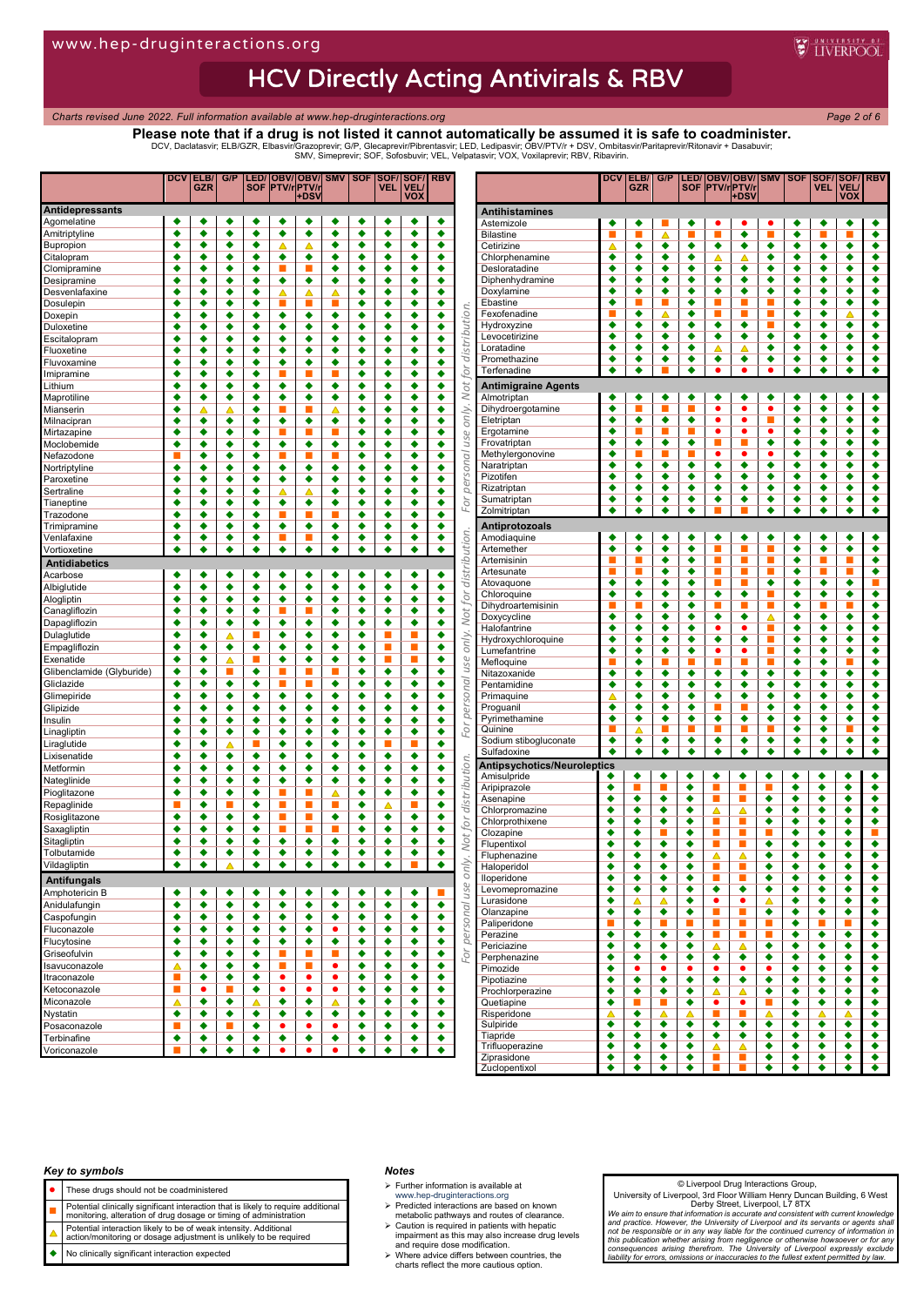# HCV Directly Acting Antivirals & RBV

*Charts revised June 2022. Full information available at www.hep-druginteractions.org*

**Please note that if a drug is not listed it cannot automatically be assumed it is safe to coadminister.**

DCV, Daclatasvir; ELB/GZR, Elbasvir/Grazoprevir; G/P, Glecaprevir/Pibrentasvir; LED, Ledipasvir; OBV/PTV/r + DSV, Ombitasvir/Paritaprevir/Ritonavir + Dasabuvir; SMV, Simeprevir; SOF, Sofosbuvir; VEL, Velpatasvir; VOX, Voxilaprevir; RBV, Ribavirin.

| | DCV | ELB/GZR | G/P | LED/SOF | OBV/PTV/r | OBV/PTV/r +DSV | SMV | SOF | SOF/VEL | SOF/VEL/VOX | RBV |
|---|---|---|---|---|---|---|---|---|---|---|---|
| **Antidepressants** | | | | | | | | | | | |
| Agomelatine | ◆ | ◆ | ◆ | ◆ | ◆ | ◆ | ◆ | ◆ | ◆ | ◆ | ◆ |
| Amitriptyline | ◆ | ◆ | ◆ | ◆ | ◆ | ◆ | ◆ | ◆ | ◆ | ◆ | ◆ |
| Bupropion | ◆ | ◆ | ◆ | ◆ | ▲ | ▲ | ◆ | ◆ | ◆ | ◆ | ◆ |
| Citalopram | ◆ | ◆ | ◆ | ◆ | ◆ | ◆ | ◆ | ◆ | ◆ | ◆ | ◆ |
| Clomipramine | ◆ | ◆ | ◆ | ◆ | ■ | ■ | ◆ | ◆ | ◆ | ◆ | ◆ |
| Desipramine | ◆ | ◆ | ◆ | ◆ | ◆ | ◆ | ◆ | ◆ | ◆ | ◆ | ◆ |
| Desvenlafaxine | ◆ | ◆ | ◆ | ◆ | ▲ | ▲ | ▲ | ◆ | ◆ | ◆ | ◆ |
| Dosulepin | ◆ | ◆ | ◆ | ◆ | ■ | ■ | ■ | ◆ | ◆ | ◆ | ◆ |
| Doxepin | ◆ | ◆ | ◆ | ◆ | ◆ | ◆ | ◆ | ◆ | ◆ | ◆ | ◆ |
| Duloxetine | ◆ | ◆ | ◆ | ◆ | ◆ | ◆ | ◆ | ◆ | ◆ | ◆ | ◆ |
| Escitalopram | ◆ | ◆ | ◆ | ◆ | ◆ | ◆ | ◆ | ◆ | ◆ | ◆ | ◆ |
| Fluoxetine | ◆ | ◆ | ◆ | ◆ | ◆ | ◆ | ◆ | ◆ | ◆ | ◆ | ◆ |
| Fluvoxamine | ◆ | ◆ | ◆ | ◆ | ◆ | ◆ | ◆ | ◆ | ◆ | ◆ | ◆ |
| Imipramine | ◆ | ◆ | ◆ | ◆ | ■ | ■ | ■ | ◆ | ◆ | ◆ | ◆ |
| Lithium | ◆ | ◆ | ◆ | ◆ | ◆ | ◆ | ◆ | ◆ | ◆ | ◆ | ◆ |
| Maprotiline | ◆ | ◆ | ◆ | ◆ | ◆ | ◆ | ◆ | ◆ | ◆ | ◆ | ◆ |
| Mianserin | ◆ | ▲ | ▲ | ◆ | ■ | ■ | ▲ | ◆ | ◆ | ◆ | ◆ |
| Milnacipran | ◆ | ◆ | ◆ | ◆ | ◆ | ◆ | ◆ | ◆ | ◆ | ◆ | ◆ |
| Mirtazapine | ◆ | ◆ | ◆ | ◆ | ■ | ■ | ■ | ◆ | ◆ | ◆ | ◆ |
| Moclobemide | ◆ | ◆ | ◆ | ◆ | ◆ | ◆ | ◆ | ◆ | ◆ | ◆ | ◆ |
| Nefazodone | ■ | ◆ | ◆ | ◆ | ■ | ■ | ■ | ◆ | ◆ | ◆ | ◆ |
| Nortriptyline | ◆ | ◆ | ◆ | ◆ | ◆ | ◆ | ◆ | ◆ | ◆ | ◆ | ◆ |
| Paroxetine | ◆ | ◆ | ◆ | ◆ | ◆ | ◆ | ◆ | ◆ | ◆ | ◆ | ◆ |
| Sertraline | ◆ | ◆ | ◆ | ◆ | ▲ | ▲ | ◆ | ◆ | ◆ | ◆ | ◆ |
| Tianeptine | ◆ | ◆ | ◆ | ◆ | ◆ | ◆ | ◆ | ◆ | ◆ | ◆ | ◆ |
| Trazodone | ◆ | ◆ | ◆ | ◆ | ■ | ■ | ■ | ◆ | ◆ | ◆ | ◆ |
| Trimipramine | ◆ | ◆ | ◆ | ◆ | ◆ | ◆ | ◆ | ◆ | ◆ | ◆ | ◆ |
| Venlafaxine | ◆ | ◆ | ◆ | ◆ | ■ | ■ | ◆ | ◆ | ◆ | ◆ | ◆ |
| Vortioxetine | ◆ | ◆ | ◆ | ◆ | ◆ | ◆ | ◆ | ◆ | ◆ | ◆ | ◆ |
| **Antidiabetics** | | | | | | | | | | | |
| Acarbose | ◆ | ◆ | ◆ | ◆ | ◆ | ◆ | ◆ | ◆ | ◆ | ◆ | ◆ |
| Albiglutide | ◆ | ◆ | ◆ | ◆ | ◆ | ◆ | ◆ | ◆ | ◆ | ◆ | ◆ |
| Alogliptin | ◆ | ◆ | ◆ | ◆ | ◆ | ◆ | ◆ | ◆ | ◆ | ◆ | ◆ |
| Canagliflozin | ◆ | ◆ | ◆ | ◆ | ■ | ■ | ◆ | ◆ | ◆ | ◆ | ◆ |
| Dapagliflozin | ◆ | ◆ | ◆ | ◆ | ◆ | ◆ | ◆ | ◆ | ◆ | ◆ | ◆ |
| Dulaglutide | ◆ | ◆ | ▲ | ■ | ◆ | ◆ | ◆ | ◆ | ■ | ■ | ◆ |
| Empagliflozin | ◆ | ◆ | ◆ | ◆ | ◆ | ◆ | ◆ | ◆ | ■ | ■ | ◆ |
| Exenatide | ◆ | ◆ | ▲ | ■ | ◆ | ◆ | ◆ | ◆ | ■ | ■ | ◆ |
| Glibenclamide (Glyburide) | ◆ | ◆ | ■ | ◆ | ■ | ■ | ■ | ◆ | ◆ | ◆ | ◆ |
| Gliclazide | ◆ | ◆ | ◆ | ◆ | ■ | ■ | ◆ | ◆ | ◆ | ◆ | ◆ |
| Glimepiride | ◆ | ◆ | ◆ | ◆ | ◆ | ◆ | ◆ | ◆ | ◆ | ◆ | ◆ |
| Glipizide | ◆ | ◆ | ◆ | ◆ | ◆ | ◆ | ◆ | ◆ | ◆ | ◆ | ◆ |
| Insulin | ◆ | ◆ | ◆ | ◆ | ◆ | ◆ | ◆ | ◆ | ◆ | ◆ | ◆ |
| Linagliptin | ◆ | ◆ | ◆ | ◆ | ◆ | ◆ | ◆ | ◆ | ◆ | ◆ | ◆ |
| Liraglutide | ◆ | ◆ | ▲ | ■ | ◆ | ◆ | ◆ | ◆ | ■ | ■ | ◆ |
| Lixisenatide | ◆ | ◆ | ◆ | ◆ | ◆ | ◆ | ◆ | ◆ | ◆ | ◆ | ◆ |
| Metformin | ◆ | ◆ | ◆ | ◆ | ◆ | ◆ | ◆ | ◆ | ◆ | ◆ | ◆ |
| Nateglinide | ◆ | ◆ | ◆ | ◆ | ◆ | ◆ | ◆ | ◆ | ◆ | ◆ | ◆ |
| Pioglitazone | ◆ | ◆ | ◆ | ◆ | ■ | ■ | ▲ | ◆ | ◆ | ◆ | ◆ |
| Repaglinide | ■ | ◆ | ■ | ◆ | ■ | ■ | ■ | ◆ | ▲ | ■ | ◆ |
| Rosiglitazone | ◆ | ◆ | ◆ | ◆ | ■ | ■ | ◆ | ◆ | ◆ | ◆ | ◆ |
| Saxagliptin | ◆ | ◆ | ◆ | ◆ | ■ | ■ | ■ | ◆ | ◆ | ◆ | ◆ |
| Sitagliptin | ◆ | ◆ | ◆ | ◆ | ◆ | ◆ | ◆ | ◆ | ◆ | ◆ | ◆ |
| Tolbutamide | ◆ | ◆ | ◆ | ◆ | ◆ | ◆ | ◆ | ◆ | ◆ | ◆ | ◆ |
| Vildagliptin | ◆ | ◆ | ▲ | ◆ | ◆ | ◆ | ◆ | ◆ | ◆ | ■ | ◆ |
| **Antifungals** | | | | | | | | | | | |
| Amphotericin B | ◆ | ◆ | ◆ | ◆ | ◆ | ◆ | ◆ | ◆ | ◆ | ◆ | ■ |
| Anidulafungin | ◆ | ◆ | ◆ | ◆ | ◆ | ◆ | ◆ | ◆ | ◆ | ◆ | ◆ |
| Caspofungin | ◆ | ◆ | ◆ | ◆ | ◆ | ◆ | ◆ | ◆ | ◆ | ◆ | ◆ |
| Fluconazole | ◆ | ◆ | ◆ | ◆ | ◆ | ◆ | ● | ◆ | ◆ | ◆ | ◆ |
| Flucytosine | ◆ | ◆ | ◆ | ◆ | ◆ | ◆ | ◆ | ◆ | ◆ | ◆ | ◆ |
| Griseofulvin | ◆ | ◆ | ◆ | ◆ | ■ | ■ | ■ | ◆ | ◆ | ◆ | ◆ |
| Isavuconazole | ▲ | ◆ | ◆ | ◆ | ■ | ■ | ● | ◆ | ◆ | ◆ | ◆ |
| Itraconazole | ■ | ◆ | ◆ | ◆ | ● | ● | ● | ◆ | ◆ | ◆ | ◆ |
| Ketoconazole | ■ | ● | ■ | ◆ | ● | ● | ● | ◆ | ◆ | ◆ | ◆ |
| Miconazole | ▲ | ◆ | ◆ | ▲ | ◆ | ◆ | ▲ | ◆ | ◆ | ◆ | ◆ |
| Nystatin | ◆ | ◆ | ◆ | ◆ | ◆ | ◆ | ◆ | ◆ | ◆ | ◆ | ◆ |
| Posaconazole | ■ | ◆ | ■ | ◆ | ● | ● | ● | ◆ | ◆ | ◆ | ◆ |
| Terbinafine | ◆ | ◆ | ◆ | ◆ | ◆ | ◆ | ◆ | ◆ | ◆ | ◆ | ◆ |
| Voriconazole | ■ | ◆ | ◆ | ◆ | ● | ● | ● | ◆ | ◆ | ◆ | ◆ |
| **Antihistamines** | | | | | | | | | | | |
| Astemizole | ◆ | ◆ | ■ | ◆ | ● | ● | ● | ◆ | ◆ | ◆ | ◆ |
| Bilastine | ■ | ■ | ▲ | ■ | ■ | ◆ | ■ | ◆ | ■ | ■ | ◆ |
| Cetirizine | ▲ | ◆ | ◆ | ◆ | ◆ | ◆ | ◆ | ◆ | ◆ | ◆ | ◆ |
| Chlorphenamine | ◆ | ◆ | ◆ | ◆ | ▲ | ▲ | ◆ | ◆ | ◆ | ◆ | ◆ |
| Desloratadine | ◆ | ◆ | ◆ | ◆ | ◆ | ◆ | ◆ | ◆ | ◆ | ◆ | ◆ |
| Diphenhydramine | ◆ | ◆ | ◆ | ◆ | ◆ | ◆ | ◆ | ◆ | ◆ | ◆ | ◆ |
| Doxylamine | ◆ | ◆ | ◆ | ◆ | ◆ | ◆ | ◆ | ◆ | ◆ | ◆ | ◆ |
| Ebastine | ◆ | ■ | ■ | ◆ | ■ | ■ | ■ | ◆ | ◆ | ◆ | ◆ |
| Fexofenadine | ■ | ◆ | ▲ | ◆ | ■ | ■ | ■ | ◆ | ◆ | ▲ | ◆ |
| Hydroxyzine | ◆ | ◆ | ◆ | ◆ | ◆ | ◆ | ■ | ◆ | ◆ | ◆ | ◆ |
| Levocetirizine | ◆ | ◆ | ◆ | ◆ | ◆ | ◆ | ◆ | ◆ | ◆ | ◆ | ◆ |
| Loratadine | ◆ | ◆ | ◆ | ◆ | ▲ | ▲ | ◆ | ◆ | ◆ | ◆ | ◆ |
| Promethazine | ◆ | ◆ | ◆ | ◆ | ◆ | ◆ | ◆ | ◆ | ◆ | ◆ | ◆ |
| Terfenadine | ◆ | ◆ | ■ | ◆ | ● | ● | ● | ◆ | ◆ | ◆ | ◆ |
| **Antimigraine Agents** | | | | | | | | | | | |
| Almotriptan | ◆ | ◆ | ◆ | ◆ | ◆ | ◆ | ◆ | ◆ | ◆ | ◆ | ◆ |
| Dihydroergotamine | ◆ | ■ | ■ | ■ | ● | ● | ● | ◆ | ◆ | ◆ | ◆ |
| Eletriptan | ◆ | ◆ | ◆ | ◆ | ● | ● | ■ | ◆ | ◆ | ◆ | ◆ |
| Ergotamine | ◆ | ■ | ■ | ■ | ● | ● | ● | ◆ | ◆ | ◆ | ◆ |
| Frovatriptan | ◆ | ◆ | ◆ | ◆ | ■ | ■ | ◆ | ◆ | ◆ | ◆ | ◆ |
| Methylergonovine | ◆ | ■ | ■ | ■ | ● | ● | ● | ◆ | ◆ | ◆ | ◆ |
| Naratriptan | ◆ | ◆ | ◆ | ◆ | ◆ | ◆ | ◆ | ◆ | ◆ | ◆ | ◆ |
| Pizotifen | ◆ | ◆ | ◆ | ◆ | ◆ | ◆ | ◆ | ◆ | ◆ | ◆ | ◆ |
| Rizatriptan | ◆ | ◆ | ◆ | ◆ | ◆ | ◆ | ◆ | ◆ | ◆ | ◆ | ◆ |
| Sumatriptan | ◆ | ◆ | ◆ | ◆ | ◆ | ◆ | ◆ | ◆ | ◆ | ◆ | ◆ |
| Zolmitriptan | ◆ | ◆ | ◆ | ◆ | ■ | ■ | ◆ | ◆ | ◆ | ◆ | ◆ |
| **Antiprotozoals** | | | | | | | | | | | |
| Amodiaquine | ◆ | ◆ | ◆ | ◆ | ◆ | ◆ | ◆ | ◆ | ◆ | ◆ | ◆ |
| Artemether | ◆ | ◆ | ◆ | ◆ | ■ | ■ | ■ | ◆ | ◆ | ◆ | ◆ |
| Artemisinin | ■ | ■ | ◆ | ◆ | ■ | ■ | ■ | ◆ | ■ | ■ | ◆ |
| Artesunate | ■ | ■ | ◆ | ◆ | ■ | ■ | ■ | ◆ | ■ | ■ | ◆ |
| Atovaquone | ◆ | ◆ | ◆ | ◆ | ■ | ■ | ◆ | ◆ | ◆ | ◆ | ■ |
| Chloroquine | ◆ | ◆ | ◆ | ◆ | ◆ | ◆ | ■ | ◆ | ◆ | ◆ | ◆ |
| Dihydroartemisinin | ■ | ■ | ◆ | ◆ | ■ | ■ | ■ | ◆ | ■ | ■ | ◆ |
| Doxycycline | ◆ | ◆ | ◆ | ◆ | ◆ | ◆ | ▲ | ◆ | ◆ | ◆ | ◆ |
| Halofantrine | ◆ | ◆ | ◆ | ◆ | ● | ● | ■ | ◆ | ◆ | ◆ | ◆ |
| Hydroxychloroquine | ◆ | ◆ | ◆ | ◆ | ◆ | ◆ | ■ | ◆ | ◆ | ◆ | ◆ |
| Lumefantrine | ◆ | ◆ | ◆ | ◆ | ● | ● | ■ | ◆ | ◆ | ◆ | ◆ |
| Mefloquine | ■ | ◆ | ■ | ■ | ■ | ■ | ■ | ◆ | ◆ | ■ | ◆ |
| Nitazoxanide | ◆ | ◆ | ◆ | ◆ | ◆ | ◆ | ◆ | ◆ | ◆ | ◆ | ◆ |
| Pentamidine | ◆ | ◆ | ◆ | ◆ | ◆ | ◆ | ◆ | ◆ | ◆ | ◆ | ◆ |
| Primaquine | ▲ | ◆ | ◆ | ◆ | ◆ | ◆ | ◆ | ◆ | ◆ | ◆ | ◆ |
| Proguanil | ◆ | ◆ | ◆ | ◆ | ■ | ■ | ◆ | ◆ | ◆ | ◆ | ◆ |
| Pyrimethamine | ◆ | ◆ | ◆ | ◆ | ◆ | ◆ | ◆ | ◆ | ◆ | ◆ | ◆ |
| Quinine | ■ | ▲ | ■ | ■ | ■ | ■ | ■ | ◆ | ◆ | ■ | ◆ |
| Sodium stibogluconate | ◆ | ◆ | ◆ | ◆ | ◆ | ◆ | ◆ | ◆ | ◆ | ◆ | ◆ |
| Sulfadoxine | ◆ | ◆ | ◆ | ◆ | ◆ | ◆ | ◆ | ◆ | ◆ | ◆ | ◆ |
| **Antipsychotics/Neuroleptics** | | | | | | | | | | | |
| Amisulpride | ◆ | ◆ | ◆ | ◆ | ◆ | ◆ | ◆ | ◆ | ◆ | ◆ | ◆ |
| Aripiprazole | ◆ | ■ | ■ | ◆ | ■ | ■ | ■ | ◆ | ◆ | ◆ | ◆ |
| Asenapine | ◆ | ◆ | ◆ | ◆ | ■ | ■ | ◆ | ◆ | ◆ | ◆ | ◆ |
| Chlorpromazine | ◆ | ◆ | ◆ | ◆ | ▲ | ▲ | ◆ | ◆ | ◆ | ◆ | ◆ |
| Chlorprothixene | ◆ | ◆ | ◆ | ◆ | ■ | ■ | ◆ | ◆ | ◆ | ◆ | ◆ |
| Clozapine | ◆ | ◆ | ■ | ◆ | ■ | ■ | ■ | ◆ | ◆ | ◆ | ■ |
| Flupentixol | ◆ | ◆ | ◆ | ◆ | ■ | ■ | ◆ | ◆ | ◆ | ◆ | ◆ |
| Fluphenazine | ◆ | ◆ | ◆ | ◆ | ▲ | ▲ | ◆ | ◆ | ◆ | ◆ | ◆ |
| Haloperidol | ◆ | ◆ | ◆ | ◆ | ■ | ■ | ◆ | ◆ | ◆ | ◆ | ◆ |
| Iloperidone | ◆ | ◆ | ◆ | ◆ | ■ | ■ | ◆ | ◆ | ◆ | ◆ | ◆ |
| Levomepromazine | ◆ | ◆ | ◆ | ◆ | ◆ | ◆ | ◆ | ◆ | ◆ | ◆ | ◆ |
| Lurasidone | ◆ | ▲ | ▲ | ◆ | ● | ● | ▲ | ◆ | ◆ | ◆ | ◆ |
| Olanzapine | ◆ | ◆ | ◆ | ◆ | ■ | ■ | ◆ | ◆ | ◆ | ◆ | ◆ |
| Paliperidone | ■ | ◆ | ■ | ■ | ■ | ■ | ■ | ◆ | ■ | ■ | ◆ |
| Perazine | ◆ | ◆ | ◆ | ◆ | ■ | ■ | ■ | ◆ | ◆ | ◆ | ◆ |
| Periciazine | ◆ | ◆ | ◆ | ◆ | ▲ | ▲ | ◆ | ◆ | ◆ | ◆ | ◆ |
| Perphenazine | ◆ | ◆ | ◆ | ◆ | ■ | ■ | ◆ | ◆ | ◆ | ◆ | ◆ |
| Pimozide | ◆ | ● | ● | ● | ● | ● | ● | ◆ | ◆ | ◆ | ◆ |
| Pipotiazine | ◆ | ◆ | ◆ | ◆ | ◆ | ◆ | ◆ | ◆ | ◆ | ◆ | ◆ |
| Prochlorperazine | ◆ | ◆ | ◆ | ◆ | ▲ | ▲ | ◆ | ◆ | ◆ | ◆ | ◆ |
| Quetiapine | ◆ | ■ | ■ | ◆ | ● | ● | ■ | ◆ | ◆ | ◆ | ◆ |
| Risperidone | ▲ | ◆ | ▲ | ▲ | ■ | ■ | ▲ | ◆ | ▲ | ▲ | ◆ |
| Sulpiride | ◆ | ◆ | ◆ | ◆ | ◆ | ◆ | ◆ | ◆ | ◆ | ◆ | ◆ |
| Tiapride | ◆ | ◆ | ◆ | ◆ | ◆ | ◆ | ◆ | ◆ | ◆ | ◆ | ◆ |
| Trifluoperazine | ◆ | ◆ | ◆ | ◆ | ▲ | ▲ | ◆ | ◆ | ◆ | ◆ | ◆ |
| Ziprasidone | ◆ | ◆ | ◆ | ◆ | ■ | ■ | ◆ | ◆ | ◆ | ◆ | ◆ |
| Zuclopentixol | ◆ | ◆ | ◆ | ◆ | ■ | ■ | ◆ | ◆ | ◆ | ◆ | ◆ |

*For personal use only. Not for distribution.*

### Key to symbols

| Symbol | Meaning |
|---|---|
| ● | These drugs should not be coadministered |
| ■ | Potential clinically significant interaction that is likely to require additional monitoring, alteration of drug dosage or timing of administration |
| ▲ | Potential interaction likely to be of weak intensity. Additional action/monitoring or dosage adjustment is unlikely to be required |
| ◆ | No clinically significant interaction expected |

### Notes

- Further information is available at www.hep-druginteractions.org
- Predicted interactions are based on known metabolic pathways and routes of clearance.
- Caution is required in patients with hepatic impairment as this may also increase drug levels and require dose modification.
- Where advice differs between countries, the charts reflect the more cautious option.

© Liverpool Drug Interactions Group, University of Liverpool, 3rd Floor William Henry Duncan Building, 6 West Derby Street, Liverpool, L7 8TX

*We aim to ensure that information is accurate and consistent with current knowledge and practice. However, the University of Liverpool and its servants or agents shall not be responsible or in any way liable for the continued currency of information in this publication whether arising from negligence or otherwise howsoever or for any consequences arising therefrom. The University of Liverpool expressly exclude liability for errors, omissions or inaccuracies to the fullest extent permitted by law.*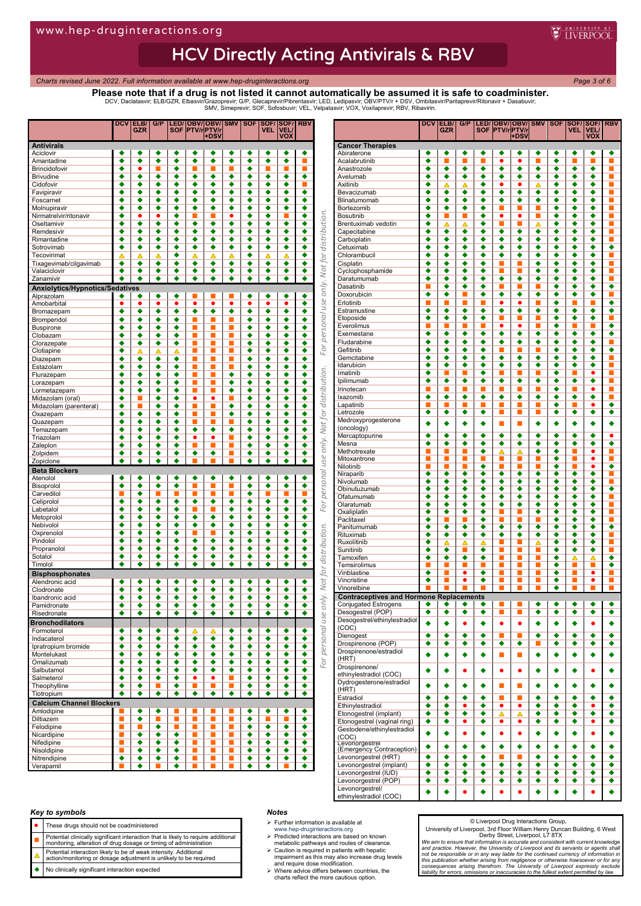# HCV Directly Acting Antivirals & RBV

*Charts revised June 2022. Full information available at www.hep-druginteractions.org*

**Please note that if a drug is not listed it cannot automatically be assumed it is safe to coadminister.**

DCV, Daclatasvir; ELB/GZR, Elbasvir/Grazoprevir; G/P, Glecaprevir/Pibrentasvir; LED, Ledipasvir; OBV/PTV/r + DSV, Ombitasvir/Paritaprevir/Ritonavir + Dasabuvir; SMV, Simeprevir; SOF, Sofosbuvir; VEL, Velpatasvir; VOX, Voxilaprevir; RBV, Ribavirin.

| | DCV | ELB/GZR | G/P | LED/SOF | OBV/PTV/r | OBV/PTV/r +DSV | SMV | SOF | SOF/VEL | SOF/VEL/VOX | RBV |
|---|---|---|---|---|---|---|---|---|---|---|---|
| **Antivirals** | | | | | | | | | | | |
| Aciclovir | ◆ | ◆ | ◆ | ◆ | ◆ | ◆ | ◆ | ◆ | ◆ | ◆ | ◆ |
| Amantadine | ◆ | ◆ | ◆ | ◆ | ◆ | ◆ | ◆ | ◆ | ◆ | ◆ | ■ |
| Brincidofovir | ◆ | ● | ■ | ◆ | ■ | ■ | ■ | ◆ | ■ | ■ | ■ |
| Brivudine | ◆ | ◆ | ◆ | ◆ | ◆ | ◆ | ◆ | ◆ | ◆ | ◆ | ◆ |
| Cidofovir | ◆ | ◆ | ◆ | ◆ | ◆ | ◆ | ◆ | ◆ | ◆ | ◆ | ■ |
| Favipiravir | ◆ | ◆ | ◆ | ◆ | ◆ | ◆ | ◆ | ◆ | ◆ | ◆ | ◆ |
| Foscarnet | ◆ | ◆ | ◆ | ◆ | ◆ | ◆ | ◆ | ◆ | ◆ | ◆ | ◆ |
| Molnupiravir | ◆ | ◆ | ◆ | ◆ | ◆ | ◆ | ◆ | ◆ | ◆ | ◆ | ◆ |
| Nirmatrelvir/ritonavir | ◆ | ● | ● | ◆ | ■ | ■ | ● | ◆ | ◆ | ■ | ◆ |
| Oseltamivir | ◆ | ◆ | ◆ | ◆ | ◆ | ◆ | ◆ | ◆ | ◆ | ◆ | ◆ |
| Remdesivir | ◆ | ◆ | ◆ | ◆ | ◆ | ◆ | ◆ | ◆ | ◆ | ◆ | ◆ |
| Rimantadine | ◆ | ◆ | ◆ | ◆ | ◆ | ◆ | ◆ | ◆ | ◆ | ◆ | ◆ |
| Sotrovimab | ◆ | ◆ | ◆ | ◆ | ◆ | ◆ | ◆ | ◆ | ◆ | ◆ | ◆ |
| Tecovirimat | ▲ | ▲ | ▲ | ◆ | ▲ | ▲ | ▲ | ◆ | ▲ | ▲ | ◆ |
| Tixagevimab/cilgavimab | ◆ | ◆ | ◆ | ◆ | ◆ | ◆ | ◆ | ◆ | ◆ | ◆ | ◆ |
| Valaciclovir | ◆ | ◆ | ◆ | ◆ | ◆ | ◆ | ◆ | ◆ | ◆ | ◆ | ◆ |
| Zanamivir | ◆ | ◆ | ◆ | ◆ | ◆ | ◆ | ◆ | ◆ | ◆ | ◆ | ◆ |
| **Anxiolytics/Hypnotics/Sedatives** | | | | | | | | | | | |
| Alprazolam | ◆ | ◆ | ◆ | ◆ | ■ | ■ | ■ | ◆ | ◆ | ◆ | ◆ |
| Amobarbital | ● | ● | ● | ● | ● | ● | ● | ● | ● | ● | ◆ |
| Bromazepam | ◆ | ◆ | ◆ | ◆ | ◆ | ◆ | ◆ | ◆ | ◆ | ◆ | ◆ |
| Bromperidol | ◆ | ◆ | ◆ | ◆ | ■ | ■ | ■ | ◆ | ◆ | ◆ | ◆ |
| Buspirone | ◆ | ◆ | ◆ | ◆ | ■ | ■ | ■ | ◆ | ◆ | ◆ | ◆ |
| Clobazam | ◆ | ◆ | ◆ | ◆ | ■ | ■ | ◆ | ◆ | ◆ | ◆ | ◆ |
| Clorazepate | ◆ | ◆ | ◆ | ◆ | ■ | ■ | ◆ | ◆ | ◆ | ◆ | ◆ |
| Clotiapine | ◆ | ▲ | ▲ | ▲ | ■ | ■ | ■ | ◆ | ◆ | ◆ | ◆ |
| Diazepam | ◆ | ◆ | ◆ | ◆ | ■ | ■ | ■ | ◆ | ◆ | ◆ | ◆ |
| Estazolam | ◆ | ◆ | ◆ | ◆ | ■ | ■ | ■ | ◆ | ◆ | ◆ | ◆ |
| Flurazepam | ◆ | ◆ | ◆ | ◆ | ■ | ■ | ◆ | ◆ | ◆ | ◆ | ◆ |
| Lorazepam | ◆ | ◆ | ◆ | ◆ | ■ | ■ | ◆ | ◆ | ◆ | ◆ | ◆ |
| Lormetazepam | ◆ | ◆ | ◆ | ◆ | ■ | ■ | ◆ | ◆ | ◆ | ◆ | ◆ |
| Midazolam (oral) | ◆ | ■ | ◆ | ◆ | ● | ● | ■ | ◆ | ◆ | ◆ | ◆ |
| Midazolam (parenteral) | ◆ | ■ | ◆ | ◆ | ■ | ■ | ■ | ◆ | ◆ | ◆ | ◆ |
| Oxazepam | ◆ | ◆ | ◆ | ◆ | ■ | ■ | ◆ | ◆ | ◆ | ◆ | ◆ |
| Quazepam | ◆ | ◆ | ◆ | ◆ | ■ | ■ | ■ | ◆ | ◆ | ◆ | ◆ |
| Temazepam | ◆ | ◆ | ◆ | ◆ | ◆ | ◆ | ◆ | ◆ | ◆ | ◆ | ◆ |
| Triazolam | ◆ | ◆ | ◆ | ◆ | ● | ● | ■ | ◆ | ◆ | ◆ | ◆ |
| Zaleplon | ◆ | ◆ | ◆ | ◆ | ■ | ■ | ◆ | ◆ | ◆ | ◆ | ◆ |
| Zolpidem | ◆ | ◆ | ◆ | ◆ | ◆ | ◆ | ■ | ◆ | ◆ | ◆ | ◆ |
| Zopiclone | ◆ | ◆ | ◆ | ◆ | ■ | ■ | ■ | ◆ | ◆ | ◆ | ◆ |
| **Beta Blockers** | | | | | | | | | | | |
| Atenolol | ◆ | ◆ | ◆ | ◆ | ◆ | ◆ | ◆ | ◆ | ◆ | ◆ | ◆ |
| Bisoprolol | ◆ | ◆ | ◆ | ◆ | ■ | ■ | ■ | ◆ | ◆ | ◆ | ◆ |
| Carvedilol | ■ | ◆ | ■ | ■ | ■ | ■ | ■ | ◆ | ■ | ■ | ◆ |
| Celiprolol | ◆ | ◆ | ◆ | ◆ | ◆ | ◆ | ◆ | ◆ | ◆ | ◆ | ◆ |
| Labetalol | ◆ | ◆ | ◆ | ◆ | ■ | ■ | ◆ | ◆ | ◆ | ◆ | ◆ |
| Metoprolol | ◆ | ◆ | ◆ | ◆ | ◆ | ◆ | ◆ | ◆ | ◆ | ◆ | ◆ |
| Nebivolol | ◆ | ◆ | ◆ | ◆ | ◆ | ◆ | ◆ | ◆ | ◆ | ◆ | ◆ |
| Oxprenolol | ◆ | ◆ | ◆ | ◆ | ■ | ■ | ◆ | ◆ | ◆ | ◆ | ◆ |
| Pindolol | ◆ | ◆ | ◆ | ◆ | ◆ | ◆ | ◆ | ◆ | ◆ | ◆ | ◆ |
| Propranolol | ◆ | ◆ | ◆ | ◆ | ◆ | ◆ | ◆ | ◆ | ◆ | ◆ | ◆ |
| Sotalol | ◆ | ◆ | ◆ | ◆ | ◆ | ◆ | ◆ | ◆ | ◆ | ◆ | ◆ |
| Timolol | ◆ | ◆ | ◆ | ◆ | ◆ | ◆ | ◆ | ◆ | ◆ | ◆ | ◆ |
| **Bisphosphonates** | | | | | | | | | | | |
| Alendronic acid | ◆ | ◆ | ◆ | ◆ | ◆ | ◆ | ◆ | ◆ | ◆ | ◆ | ◆ |
| Clodronate | ◆ | ◆ | ◆ | ◆ | ◆ | ◆ | ◆ | ◆ | ◆ | ◆ | ◆ |
| Ibandronic acid | ◆ | ◆ | ◆ | ◆ | ◆ | ◆ | ◆ | ◆ | ◆ | ◆ | ◆ |
| Pamidronate | ◆ | ◆ | ◆ | ◆ | ◆ | ◆ | ◆ | ◆ | ◆ | ◆ | ◆ |
| Risedronate | ◆ | ◆ | ◆ | ◆ | ◆ | ◆ | ◆ | ◆ | ◆ | ◆ | ◆ |
| **Bronchodilators** | | | | | | | | | | | |
| Formoterol | ◆ | ◆ | ◆ | ◆ | ▲ | ▲ | ◆ | ◆ | ◆ | ◆ | ◆ |
| Indacaterol | ◆ | ◆ | ◆ | ◆ | ◆ | ◆ | ◆ | ◆ | ◆ | ◆ | ◆ |
| Ipratropium bromide | ◆ | ◆ | ◆ | ◆ | ◆ | ◆ | ◆ | ◆ | ◆ | ◆ | ◆ |
| Montelukast | ◆ | ◆ | ◆ | ◆ | ◆ | ◆ | ◆ | ◆ | ◆ | ◆ | ◆ |
| Omalizumab | ◆ | ◆ | ◆ | ◆ | ◆ | ◆ | ◆ | ◆ | ◆ | ◆ | ◆ |
| Salbutamol | ◆ | ◆ | ◆ | ◆ | ◆ | ◆ | ◆ | ◆ | ◆ | ◆ | ◆ |
| Salmeterol | ◆ | ◆ | ◆ | ◆ | ● | ● | ■ | ◆ | ◆ | ◆ | ◆ |
| Theophylline | ◆ | ◆ | ■ | ◆ | ■ | ■ | ◆ | ◆ | ◆ | ◆ | ◆ |
| Tiotropium | ◆ | ◆ | ◆ | ◆ | ◆ | ◆ | ◆ | ◆ | ◆ | ◆ | ◆ |
| **Calcium Channel Blockers** | | | | | | | | | | | |
| Amlodipine | ■ | ◆ | ◆ | ■ | ■ | ■ | ■ | ◆ | ◆ | ◆ | ◆ |
| Diltiazem | ■ | ◆ | ■ | ◆ | ■ | ■ | ■ | ◆ | ■ | ■ | ◆ |
| Felodipine | ■ | ◆ | ◆ | ■ | ■ | ■ | ■ | ◆ | ◆ | ◆ | ◆ |
| Nicardipine | ■ | ◆ | ◆ | ◆ | ■ | ■ | ■ | ◆ | ◆ | ◆ | ◆ |
| Nifedipine | ■ | ◆ | ◆ | ◆ | ■ | ■ | ■ | ◆ | ◆ | ◆ | ◆ |
| Nisoldipine | ■ | ◆ | ◆ | ◆ | ■ | ■ | ■ | ◆ | ◆ | ◆ | ◆ |
| Nitrendipine | ◆ | ◆ | ◆ | ◆ | ■ | ■ | ■ | ◆ | ◆ | ◆ | ◆ |
| Verapamil | ■ | ◆ | ■ | ◆ | ■ | ■ | ■ | ◆ | ◆ | ◆ | ◆ |

| | DCV | ELB/GZR | G/P | LED/SOF | OBV/PTV/r | OBV/PTV/r +DSV | SMV | SOF | SOF/VEL | SOF/VEL/VOX | RBV |
|---|---|---|---|---|---|---|---|---|---|---|---|
| **Cancer Therapies** | | | | | | | | | | | |
| Abiraterone | ◆ | ◆ | ◆ | ◆ | ◆ | ◆ | ◆ | ◆ | ◆ | ◆ | ◆ |
| Acalabrutinib | ◆ | ■ | ■ | ■ | ● | ● | ■ | ◆ | ■ | ■ | ◆ |
| Anastrozole | ◆ | ◆ | ◆ | ◆ | ◆ | ◆ | ◆ | ◆ | ◆ | ◆ | ■ |
| Avelumab | ◆ | ◆ | ◆ | ◆ | ◆ | ◆ | ◆ | ◆ | ◆ | ◆ | ■ |
| Axitinib | ◆ | ▲ | ▲ | ◆ | ● | ● | ▲ | ◆ | ◆ | ◆ | ■ |
| Bevacizumab | ◆ | ◆ | ◆ | ◆ | ◆ | ◆ | ◆ | ◆ | ◆ | ◆ | ■ |
| Blinatumomab | ◆ | ◆ | ◆ | ◆ | ◆ | ◆ | ◆ | ◆ | ◆ | ◆ | ■ |
| Bortezomib | ◆ | ◆ | ◆ | ◆ | ■ | ■ | ■ | ◆ | ◆ | ◆ | ■ |
| Bosutinib | ◆ | ■ | ■ | ◆ | ● | ● | ■ | ◆ | ◆ | ◆ | ■ |
| Brentuximab vedotin | ◆ | ▲ | ▲ | ◆ | ■ | ■ | ▲ | ◆ | ◆ | ◆ | ■ |
| Capecitabine | ◆ | ◆ | ◆ | ◆ | ◆ | ◆ | ◆ | ◆ | ◆ | ◆ | ■ |
| Carboplatin | ◆ | ◆ | ◆ | ◆ | ◆ | ◆ | ◆ | ◆ | ◆ | ◆ | ■ |
| Cetuximab | ◆ | ◆ | ◆ | ◆ | ◆ | ◆ | ◆ | ◆ | ◆ | ◆ | ◆ |
| Chlorambucil | ◆ | ◆ | ◆ | ◆ | ◆ | ◆ | ◆ | ◆ | ◆ | ◆ | ■ |
| Cisplatin | ◆ | ◆ | ◆ | ◆ | ◆ | ◆ | ◆ | ◆ | ◆ | ◆ | ■ |
| Cyclophosphamide | ◆ | ◆ | ◆ | ◆ | ■ | ■ | ◆ | ◆ | ◆ | ◆ | ■ |
| Daratumumab | ◆ | ◆ | ◆ | ◆ | ◆ | ◆ | ◆ | ◆ | ◆ | ◆ | ■ |
| Dasatinib | ■ | ◆ | ◆ | ◆ | ■ | ■ | ◆ | ◆ | ◆ | ◆ | ◆ |
| Doxorubicin | ◆ | ◆ | ■ | ◆ | ◆ | ◆ | ◆ | ◆ | ◆ | ◆ | ■ |
| Erlotinib | ■ | ■ | ■ | ■ | ● | ● | ■ | ◆ | ■ | ■ | ◆ |
| Estramustine | ◆ | ◆ | ◆ | ◆ | ◆ | ◆ | ◆ | ◆ | ◆ | ◆ | ■ |
| Etoposide | ◆ | ◆ | ◆ | ◆ | ■ | ■ | ■ | ◆ | ◆ | ◆ | ■ |
| Everolimus | ■ | ■ | ■ | ■ | ● | ● | ■ | ◆ | ■ | ■ | ◆ |
| Exemestane | ◆ | ◆ | ◆ | ◆ | ◆ | ◆ | ◆ | ◆ | ◆ | ◆ | ◆ |
| Fludarabine | ◆ | ◆ | ◆ | ◆ | ◆ | ◆ | ◆ | ◆ | ◆ | ◆ | ■ |
| Gefitinib | ◆ | ◆ | ◆ | ◆ | ■ | ■ | ■ | ◆ | ◆ | ◆ | ◆ |
| Gemcitabine | ◆ | ◆ | ◆ | ◆ | ◆ | ◆ | ◆ | ◆ | ◆ | ◆ | ■ |
| Idarubicin | ◆ | ◆ | ◆ | ◆ | ◆ | ◆ | ◆ | ◆ | ◆ | ◆ | ■ |
| Imatinib | ◆ | ■ | ■ | ◆ | ■ | ■ | ■ | ◆ | ■ | ● | ■ |
| Ipilimumab | ◆ | ◆ | ◆ | ◆ | ◆ | ◆ | ◆ | ◆ | ◆ | ◆ | ■ |
| Irinotecan | ■ | ■ | ■ | ◆ | ■ | ■ | ■ | ◆ | ■ | ■ | ■ |
| Ixazomib | ◆ | ◆ | ◆ | ◆ | ■ | ■ | ■ | ◆ | ◆ | ◆ | ■ |
| Lapatinib | ■ | ■ | ■ | ◆ | ■ | ■ | ■ | ◆ | ■ | ● | ◆ |
| Letrozole | ◆ | ◆ | ◆ | ◆ | ■ | ■ | ■ | ◆ | ◆ | ◆ | ◆ |
| Medroxyprogesterone (oncology) | ◆ | ◆ | ◆ | ◆ | ■ | ■ | ◆ | ◆ | ◆ | ◆ | ◆ |
| Mercaptopurine | ◆ | ◆ | ◆ | ◆ | ◆ | ◆ | ◆ | ◆ | ◆ | ◆ | ● |
| Mesna | ◆ | ◆ | ◆ | ◆ | ◆ | ◆ | ◆ | ◆ | ◆ | ◆ | ◆ |
| Methotrexate | ■ | ◆ | ■ | ◆ | ▲ | ▲ | ◆ | ◆ | ■ | ● | ◆ |
| Mitoxantrone | ■ | ■ | ■ | ◆ | ■ | ■ | ■ | ◆ | ■ | ● | ■ |
| Nilotinib | ■ | ■ | ■ | ◆ | ■ | ■ | ■ | ◆ | ■ | ● | ◆ |
| Niraparib | ◆ | ◆ | ◆ | ◆ | ◆ | ◆ | ◆ | ◆ | ◆ | ◆ | ■ |
| Nivolumab | ◆ | ◆ | ◆ | ◆ | ◆ | ◆ | ◆ | ◆ | ◆ | ◆ | ■ |
| Obinutuzumab | ◆ | ◆ | ◆ | ◆ | ◆ | ◆ | ◆ | ◆ | ◆ | ◆ | ◆ |
| Ofatumumab | ◆ | ◆ | ◆ | ◆ | ◆ | ◆ | ◆ | ◆ | ◆ | ◆ | ■ |
| Olaratumab | ◆ | ◆ | ◆ | ◆ | ◆ | ◆ | ◆ | ◆ | ◆ | ◆ | ■ |
| Oxaliplatin | ◆ | ◆ | ◆ | ◆ | ■ | ■ | ◆ | ◆ | ◆ | ◆ | ■ |
| Paclitaxel | ◆ | ■ | ■ | ◆ | ■ | ■ | ■ | ◆ | ◆ | ◆ | ■ |
| Panitumumab | ◆ | ◆ | ◆ | ◆ | ◆ | ◆ | ◆ | ◆ | ◆ | ◆ | ◆ |
| Rituximab | ◆ | ◆ | ◆ | ◆ | ◆ | ◆ | ◆ | ◆ | ◆ | ◆ | ■ |
| Ruxolitinib | ◆ | ▲ | ▲ | ▲ | ■ | ■ | ▲ | ◆ | ◆ | ◆ | ■ |
| Sunitinib | ◆ | ◆ | ◆ | ◆ | ■ | ■ | ■ | ◆ | ◆ | ◆ | ■ |
| Tamoxifen | ◆ | ◆ | ◆ | ◆ | ■ | ■ | ■ | ◆ | ▲ | ▲ | ◆ |
| Temsirolimus | ■ | ■ | ■ | ◆ | ■ | ■ | ■ | ◆ | ■ | ■ | ■ |
| Vinblastine | ◆ | ■ | ● | ◆ | ■ | ■ | ■ | ◆ | ■ | ● | ■ |
| Vincristine | ◆ | ■ | ● | ◆ | ■ | ■ | ■ | ◆ | ■ | ● | ■ |
| Vinorelbine | ■ | ■ | ■ | ■ | ■ | ■ | ■ | ◆ | ■ | ■ | ■ |
| **Contraceptives and Hormone Replacements** | | | | | | | | | | | |
| Conjugated Estrogens | ◆ | ◆ | ◆ | ◆ | ■ | ■ | ◆ | ◆ | ◆ | ◆ | ◆ |
| Desogestrel (POP) | ◆ | ◆ | ◆ | ◆ | ■ | ■ | ◆ | ◆ | ◆ | ◆ | ◆ |
| Desogestrel/ethinylestradiol (COC) | ◆ | ◆ | ● | ◆ | ● | ● | ◆ | ◆ | ◆ | ● | ◆ |
| Dienogest | ◆ | ◆ | ◆ | ◆ | ■ | ■ | ◆ | ◆ | ◆ | ◆ | ◆ |
| Drospirenone (POP) | ◆ | ◆ | ◆ | ◆ | ◆ | ◆ | ■ | ◆ | ◆ | ◆ | ◆ |
| Drospirenone/estradiol (HRT) | ◆ | ◆ | ◆ | ◆ | ■ | ■ | ◆ | ◆ | ◆ | ◆ | ◆ |
| Drospirenone/ ethinylestradiol (COC) | ◆ | ◆ | ● | ◆ | ● | ● | ◆ | ◆ | ◆ | ● | ◆ |
| Dydrogesterone/estradiol (HRT) | ◆ | ◆ | ◆ | ◆ | ■ | ■ | ◆ | ◆ | ◆ | ◆ | ◆ |
| Estradiol | ◆ | ◆ | ◆ | ◆ | ■ | ■ | ◆ | ◆ | ◆ | ◆ | ◆ |
| Ethinylestradiol | ◆ | ◆ | ● | ◆ | ● | ● | ◆ | ◆ | ◆ | ● | ◆ |
| Etonogestrel (implant) | ◆ | ◆ | ◆ | ◆ | ▲ | ▲ | ◆ | ◆ | ◆ | ◆ | ◆ |
| Etonogestrel (vaginal ring) | ◆ | ◆ | ● | ◆ | ● | ● | ◆ | ◆ | ◆ | ● | ◆ |
| Gestodene/ethinylestradiol (COC) | ◆ | ◆ | ● | ◆ | ● | ● | ◆ | ◆ | ◆ | ● | ◆ |
| Levonorgestrel (Emergency Contraception) | ◆ | ◆ | ◆ | ◆ | ◆ | ◆ | ◆ | ◆ | ◆ | ◆ | ◆ |
| Levonorgestrel (HRT) | ◆ | ◆ | ◆ | ◆ | ■ | ■ | ◆ | ◆ | ◆ | ◆ | ◆ |
| Levonorgestrel (implant) | ◆ | ◆ | ◆ | ◆ | ◆ | ◆ | ◆ | ◆ | ◆ | ◆ | ◆ |
| Levonorgestrel (IUD) | ◆ | ◆ | ◆ | ◆ | ◆ | ◆ | ◆ | ◆ | ◆ | ◆ | ◆ |
| Levonorgestrel (POP) | ◆ | ◆ | ◆ | ◆ | ◆ | ◆ | ◆ | ◆ | ◆ | ◆ | ◆ |
| Levonorgestrel/ ethinylestradiol (COC) | ◆ | ◆ | ● | ◆ | ● | ● | ◆ | ◆ | ◆ | ● | ◆ |

*For personal use only. Not for distribution.*

### Key to symbols

| Symbol | Meaning |
|---|---|
| ● | These drugs should not be coadministered |
| ■ | Potential clinically significant interaction that is likely to require additional monitoring, alteration of drug dosage or timing of administration |
| ▲ | Potential interaction likely to be of weak intensity. Additional action/monitoring or dosage adjustment is unlikely to be required |
| ◆ | No clinically significant interaction expected |

### Notes

- Further information is available at www.hep-druginteractions.org
- Predicted interactions are based on known metabolic pathways and routes of clearance.
- Caution is required in patients with hepatic impairment as this may also increase drug levels and require dose modification.
- Where advice differs between countries, the charts reflect the more cautious option.

© Liverpool Drug Interactions Group, University of Liverpool, 3rd Floor William Henry Duncan Building, 6 West Derby Street, Liverpool, L7 8TX

*We aim to ensure that information is accurate and consistent with current knowledge and practice. However, the University of Liverpool and its servants or agents shall not be responsible or in any way liable for the continued currency of information in this publication whether arising from negligence or otherwise howsoever or for any consequences arising therefrom. The University of Liverpool expressly exclude liability for errors, omissions or inaccuracies to the fullest extent permitted by law.*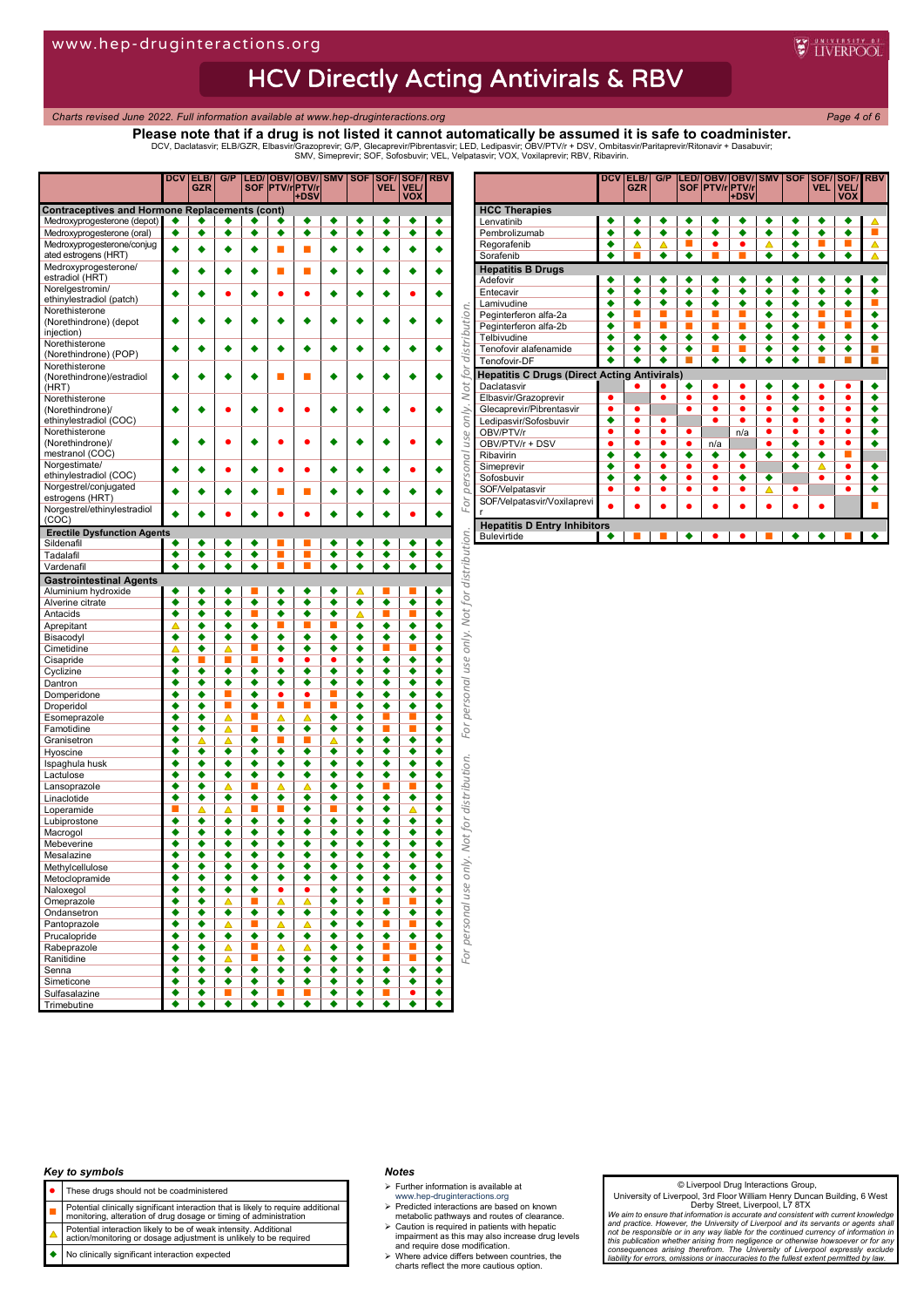# HCV Directly Acting Antivirals & RBV

*Charts revised June 2022. Full information available at www.hep-druginteractions.org*

**Please note that if a drug is not listed it cannot automatically be assumed it is safe to coadminister.**

DCV, Daclatasvir; ELB/GZR, Elbasvir/Grazoprevir; G/P, Glecaprevir/Pibrentasvir; LED, Ledipasvir; OBV/PTV/r + DSV, Ombitasvir/Paritaprevir/Ritonavir + Dasabuvir; SMV, Simeprevir; SOF, Sofosbuvir; VEL, Velpatasvir; VOX, Voxilaprevir; RBV, Ribavirin.

| | DCV | ELB/ GZR | G/P | LED/ SOF | OBV/ PTV/r | OBV/ PTV/r +DSV | SMV | SOF | SOF/ VEL | SOF/ VEL/ VOX | RBV |
|---|---|---|---|---|---|---|---|---|---|---|---|
| **Contraceptives and Hormone Replacements (cont)** | | | | | | | | | | | |
| Medroxyprogesterone (depot) | ◆ | ◆ | ◆ | ◆ | ◆ | ◆ | ◆ | ◆ | ◆ | ◆ | ◆ |
| Medroxyprogesterone (oral) | ◆ | ◆ | ◆ | ◆ | ◆ | ◆ | ◆ | ◆ | ◆ | ◆ | ◆ |
| Medroxyprogesterone/conjugated estrogens (HRT) | ◆ | ◆ | ◆ | ◆ | ■ | ■ | ◆ | ◆ | ◆ | ◆ | ◆ |
| Medroxyprogesterone/estradiol (HRT) | ◆ | ◆ | ◆ | ◆ | ■ | ■ | ◆ | ◆ | ◆ | ◆ | ◆ |
| Norelgestromin/ethinylestradiol (patch) | ◆ | ◆ | ● | ◆ | ● | ● | ◆ | ◆ | ◆ | ● | ◆ |
| Norethisterone (Norethindrone) (depot injection) | ◆ | ◆ | ◆ | ◆ | ◆ | ◆ | ◆ | ◆ | ◆ | ◆ | ◆ |
| Norethisterone (Norethindrone) (POP) | ◆ | ◆ | ◆ | ◆ | ◆ | ◆ | ◆ | ◆ | ◆ | ◆ | ◆ |
| Norethisterone (Norethindrone)/estradiol (HRT) | ◆ | ◆ | ◆ | ◆ | ■ | ■ | ◆ | ◆ | ◆ | ◆ | ◆ |
| Norethisterone (Norethindrone)/ethinylestradiol (COC) | ◆ | ◆ | ● | ◆ | ● | ● | ◆ | ◆ | ◆ | ● | ◆ |
| Norethisterone (Norethindrone)/mestranol (COC) | ◆ | ◆ | ● | ◆ | ● | ● | ◆ | ◆ | ◆ | ● | ◆ |
| Norgestimate/ethinylestradiol (COC) | ◆ | ◆ | ● | ◆ | ● | ● | ◆ | ◆ | ◆ | ● | ◆ |
| Norgestrel/conjugated estrogens (HRT) | ◆ | ◆ | ◆ | ◆ | ■ | ■ | ◆ | ◆ | ◆ | ◆ | ◆ |
| Norgestrel/ethinylestradiol (COC) | ◆ | ◆ | ● | ◆ | ● | ● | ◆ | ◆ | ◆ | ● | ◆ |
| **Erectile Dysfunction Agents** | | | | | | | | | | | |
| Sildenafil | ◆ | ◆ | ◆ | ◆ | ■ | ■ | ◆ | ◆ | ◆ | ◆ | ◆ |
| Tadalafil | ◆ | ◆ | ◆ | ◆ | ■ | ■ | ◆ | ◆ | ◆ | ◆ | ◆ |
| Vardenafil | ◆ | ◆ | ◆ | ◆ | ■ | ■ | ◆ | ◆ | ◆ | ◆ | ◆ |
| **Gastrointestinal Agents** | | | | | | | | | | | |
| Aluminium hydroxide | ◆ | ◆ | ◆ | ■ | ◆ | ◆ | ◆ | ▲ | ■ | ■ | ◆ |
| Alverine citrate | ◆ | ◆ | ◆ | ◆ | ◆ | ◆ | ◆ | ◆ | ◆ | ◆ | ◆ |
| Antacids | ◆ | ◆ | ◆ | ■ | ◆ | ◆ | ◆ | ▲ | ■ | ■ | ◆ |
| Aprepitant | ▲ | ◆ | ◆ | ◆ | ■ | ■ | ■ | ◆ | ◆ | ◆ | ◆ |
| Bisacodyl | ◆ | ◆ | ◆ | ◆ | ◆ | ◆ | ◆ | ◆ | ◆ | ◆ | ◆ |
| Cimetidine | ▲ | ◆ | ▲ | ■ | ◆ | ◆ | ◆ | ◆ | ■ | ■ | ◆ |
| Cisapride | ◆ | ■ | ■ | ■ | ● | ● | ● | ◆ | ◆ | ◆ | ◆ |
| Cyclizine | ◆ | ◆ | ◆ | ◆ | ◆ | ◆ | ◆ | ◆ | ◆ | ◆ | ◆ |
| Dantron | ◆ | ◆ | ◆ | ◆ | ◆ | ◆ | ◆ | ◆ | ◆ | ◆ | ◆ |
| Domperidone | ◆ | ◆ | ■ | ◆ | ● | ● | ■ | ◆ | ◆ | ◆ | ◆ |
| Droperidol | ◆ | ◆ | ■ | ◆ | ■ | ■ | ■ | ◆ | ◆ | ◆ | ◆ |
| Esomeprazole | ◆ | ◆ | ▲ | ■ | ▲ | ▲ | ◆ | ◆ | ■ | ■ | ◆ |
| Famotidine | ◆ | ◆ | ▲ | ■ | ◆ | ◆ | ◆ | ◆ | ■ | ■ | ◆ |
| Granisetron | ◆ | ▲ | ▲ | ◆ | ■ | ■ | ▲ | ◆ | ◆ | ◆ | ◆ |
| Hyoscine | ◆ | ◆ | ◆ | ◆ | ◆ | ◆ | ◆ | ◆ | ◆ | ◆ | ◆ |
| Ispaghula husk | ◆ | ◆ | ◆ | ◆ | ◆ | ◆ | ◆ | ◆ | ◆ | ◆ | ◆ |
| Lactulose | ◆ | ◆ | ◆ | ◆ | ◆ | ◆ | ◆ | ◆ | ◆ | ◆ | ◆ |
| Lansoprazole | ◆ | ◆ | ▲ | ■ | ▲ | ▲ | ◆ | ◆ | ■ | ■ | ◆ |
| Linaclotide | ◆ | ◆ | ◆ | ◆ | ◆ | ◆ | ◆ | ◆ | ◆ | ◆ | ◆ |
| Loperamide | ■ | ▲ | ▲ | ■ | ■ | ◆ | ■ | ◆ | ◆ | ▲ | ◆ |
| Lubiprostone | ◆ | ◆ | ◆ | ◆ | ◆ | ◆ | ◆ | ◆ | ◆ | ◆ | ◆ |
| Macrogol | ◆ | ◆ | ◆ | ◆ | ◆ | ◆ | ◆ | ◆ | ◆ | ◆ | ◆ |
| Mebeverine | ◆ | ◆ | ◆ | ◆ | ◆ | ◆ | ◆ | ◆ | ◆ | ◆ | ◆ |
| Mesalazine | ◆ | ◆ | ◆ | ◆ | ◆ | ◆ | ◆ | ◆ | ◆ | ◆ | ◆ |
| Methylcellulose | ◆ | ◆ | ◆ | ◆ | ◆ | ◆ | ◆ | ◆ | ◆ | ◆ | ◆ |
| Metoclopramide | ◆ | ◆ | ◆ | ◆ | ◆ | ◆ | ◆ | ◆ | ◆ | ◆ | ◆ |
| Naloxegol | ◆ | ◆ | ◆ | ◆ | ● | ● | ◆ | ◆ | ◆ | ◆ | ◆ |
| Omeprazole | ◆ | ◆ | ▲ | ■ | ▲ | ▲ | ◆ | ◆ | ■ | ■ | ◆ |
| Ondansetron | ◆ | ◆ | ◆ | ◆ | ◆ | ◆ | ◆ | ◆ | ◆ | ◆ | ◆ |
| Pantoprazole | ◆ | ◆ | ▲ | ■ | ▲ | ▲ | ◆ | ◆ | ■ | ■ | ◆ |
| Prucalopride | ◆ | ◆ | ◆ | ◆ | ◆ | ◆ | ◆ | ◆ | ◆ | ◆ | ◆ |
| Rabeprazole | ◆ | ◆ | ▲ | ■ | ▲ | ▲ | ◆ | ◆ | ■ | ■ | ◆ |
| Ranitidine | ◆ | ◆ | ▲ | ■ | ◆ | ◆ | ◆ | ◆ | ■ | ■ | ◆ |
| Senna | ◆ | ◆ | ◆ | ◆ | ◆ | ◆ | ◆ | ◆ | ◆ | ◆ | ◆ |
| Simeticone | ◆ | ◆ | ◆ | ◆ | ◆ | ◆ | ◆ | ◆ | ◆ | ◆ | ◆ |
| Sulfasalazine | ◆ | ◆ | ■ | ◆ | ■ | ■ | ◆ | ◆ | ■ | ● | ◆ |
| Trimebutine | ◆ | ◆ | ◆ | ◆ | ◆ | ◆ | ◆ | ◆ | ◆ | ◆ | ◆ |

| | DCV | ELB/ GZR | G/P | LED/ SOF | OBV/ PTV/r | OBV/ PTV/r +DSV | SMV | SOF | SOF/ VEL | SOF/ VEL/ VOX | RBV |
|---|---|---|---|---|---|---|---|---|---|---|---|
| **HCC Therapies** | | | | | | | | | | | |
| Lenvatinib | ◆ | ◆ | ◆ | ◆ | ◆ | ◆ | ◆ | ◆ | ◆ | ◆ | ▲ |
| Pembrolizumab | ◆ | ◆ | ◆ | ◆ | ◆ | ◆ | ◆ | ◆ | ◆ | ◆ | ■ |
| Regorafenib | ◆ | ▲ | ▲ | ■ | ● | ● | ▲ | ◆ | ■ | ■ | ▲ |
| Sorafenib | ◆ | ■ | ◆ | ◆ | ■ | ■ | ◆ | ◆ | ◆ | ◆ | ▲ |
| **Hepatitis B Drugs** | | | | | | | | | | | |
| Adefovir | ◆ | ◆ | ◆ | ◆ | ◆ | ◆ | ◆ | ◆ | ◆ | ◆ | ◆ |
| Entecavir | ◆ | ◆ | ◆ | ◆ | ◆ | ◆ | ◆ | ◆ | ◆ | ◆ | ◆ |
| Lamivudine | ◆ | ◆ | ◆ | ◆ | ◆ | ◆ | ◆ | ◆ | ◆ | ◆ | ■ |
| Peginterferon alfa-2a | ◆ | ■ | ■ | ■ | ■ | ■ | ◆ | ◆ | ■ | ■ | ◆ |
| Peginterferon alfa-2b | ◆ | ■ | ■ | ■ | ■ | ■ | ◆ | ◆ | ■ | ■ | ◆ |
| Telbivudine | ◆ | ◆ | ◆ | ◆ | ◆ | ◆ | ◆ | ◆ | ◆ | ◆ | ◆ |
| Tenofovir alafenamide | ◆ | ◆ | ◆ | ◆ | ■ | ■ | ◆ | ◆ | ◆ | ◆ | ■ |
| Tenofovir-DF | ◆ | ◆ | ◆ | ■ | ◆ | ◆ | ◆ | ◆ | ■ | ■ | ■ |
| **Hepatitis C Drugs (Direct Acting Antivirals)** | | | | | | | | | | | |
| Daclatasvir | | ● | ● | ◆ | ● | ● | ◆ | ◆ | ● | ● | ◆ |
| Elbasvir/Grazoprevir | ● | | ● | ● | ● | ● | ● | ◆ | ● | ● | ◆ |
| Glecaprevir/Pibrentasvir | ● | ● | | ● | ● | ● | ● | ◆ | ● | ● | ◆ |
| Ledipasvir/Sofosbuvir | ◆ | ● | ● | | ● | ● | ● | ● | ● | ● | ◆ |
| OBV/PTV/r | ● | ● | ● | ● | | n/a | ● | ● | ● | ● | ◆ |
| OBV/PTV/r + DSV | ● | ● | ● | ● | n/a | | ● | ◆ | ● | ● | ◆ |
| Ribavirin | ◆ | ◆ | ◆ | ◆ | ◆ | ◆ | ◆ | ◆ | ◆ | ■ | |
| Simeprevir | ◆ | ● | ● | ● | ● | ● | | ◆ | ▲ | ● | ◆ |
| Sofosbuvir | ◆ | ◆ | ◆ | ● | ● | ◆ | ◆ | | ● | ● | ◆ |
| SOF/Velpatasvir | ● | ● | ● | ● | ● | ● | ▲ | ● | | ● | ◆ |
| SOF/Velpatasvir/Voxilaprevir | ● | ● | ● | ● | ● | ● | ● | ● | ● | | ■ |
| **Hepatitis D Entry Inhibitors** | | | | | | | | | | | |
| Bulevirtide | ◆ | ■ | ■ | ◆ | ● | ● | ■ | ◆ | ◆ | ■ | ◆ |

### Key to symbols

- ● These drugs should not be coadministered
- ■ Potential clinically significant interaction that is likely to require additional monitoring, alteration of drug dosage or timing of administration
- ▲ Potential interaction likely to be of weak intensity. Additional action/monitoring or dosage adjustment is unlikely to be required
- ◆ No clinically significant interaction expected

### Notes

- Further information is available at www.hep-druginteractions.org
- Predicted interactions are based on known metabolic pathways and routes of clearance.
- Caution is required in patients with hepatic impairment as this may also increase drug levels and require dose modification.
- Where advice differs between countries, the charts reflect the more cautious option.

© Liverpool Drug Interactions Group, University of Liverpool, 3rd Floor William Henry Duncan Building, 6 West Derby Street, Liverpool, L7 8TX

*We aim to ensure that information is accurate and consistent with current knowledge and practice. However, the University of Liverpool and its servants or agents shall not be responsible or in any way liable for the continued currency of information in this publication whether arising from negligence or otherwise howsoever or for any consequences arising therefrom. The University of Liverpool expressly exclude liability for errors, omissions or inaccuracies to the fullest extent permitted by law.*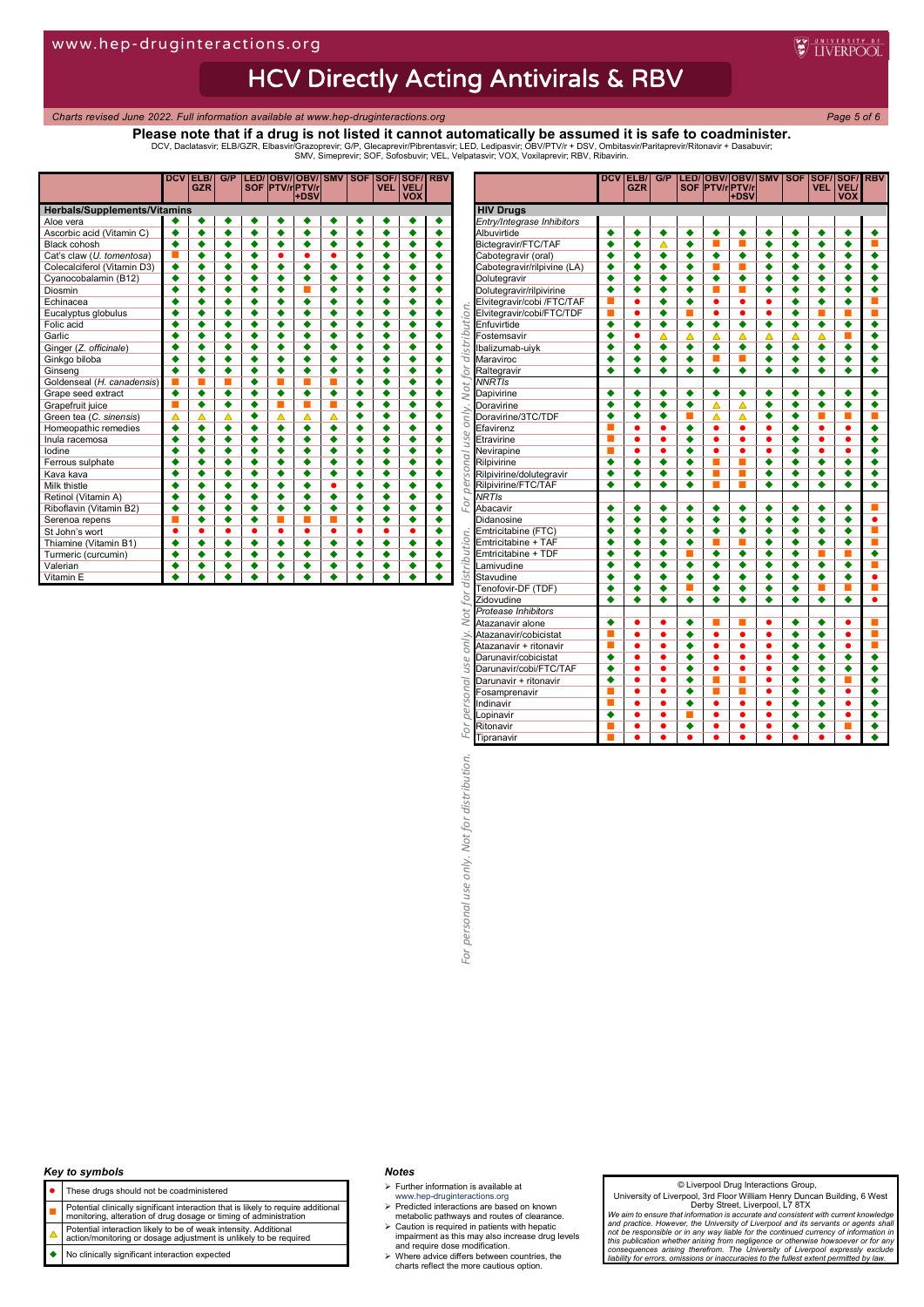# HCV Directly Acting Antivirals & RBV

*Charts revised June 2022. Full information available at www.hep-druginteractions.org*

**Please note that if a drug is not listed it cannot automatically be assumed it is safe to coadminister.**

DCV, Daclatasvir; ELB/GZR, Elbasvir/Grazoprevir; G/P, Glecaprevir/Pibrentasvir; LED, Ledipasvir; OBV/PTV/r + DSV, Ombitasvir/Paritaprevir/Ritonavir + Dasabuvir; SMV, Simeprevir; SOF, Sofosbuvir; VEL, Velpatasvir; VOX, Voxilaprevir; RBV, Ribavirin.

| | DCV | ELB/GZR | G/P | LED/SOF | OBV/PTV/r | OBV/PTV/r +DSV | SMV | SOF | SOF/VEL | SOF/VEL/VOX | RBV |
|---|---|---|---|---|---|---|---|---|---|---|---|
| **Herbals/Supplements/Vitamins** | | | | | | | | | | | |
| Aloe vera | ◆ | ◆ | ◆ | ◆ | ◆ | ◆ | ◆ | ◆ | ◆ | ◆ | ◆ |
| Ascorbic acid (Vitamin C) | ◆ | ◆ | ◆ | ◆ | ◆ | ◆ | ◆ | ◆ | ◆ | ◆ | ◆ |
| Black cohosh | ◆ | ◆ | ◆ | ◆ | ◆ | ◆ | ◆ | ◆ | ◆ | ◆ | ◆ |
| Cat's claw (*U. tomentosa*) | ■ | ◆ | ◆ | ◆ | ● | ● | ● | ◆ | ◆ | ◆ | ◆ |
| Colecalciferol (Vitamin D3) | ◆ | ◆ | ◆ | ◆ | ◆ | ◆ | ◆ | ◆ | ◆ | ◆ | ◆ |
| Cyanocobalamin (B12) | ◆ | ◆ | ◆ | ◆ | ◆ | ◆ | ◆ | ◆ | ◆ | ◆ | ◆ |
| Diosmin | ◆ | ◆ | ◆ | ◆ | ◆ | ■ | ◆ | ◆ | ◆ | ◆ | ◆ |
| Echinacea | ◆ | ◆ | ◆ | ◆ | ◆ | ◆ | ◆ | ◆ | ◆ | ◆ | ◆ |
| Eucalyptus globulus | ◆ | ◆ | ◆ | ◆ | ◆ | ◆ | ◆ | ◆ | ◆ | ◆ | ◆ |
| Folic acid | ◆ | ◆ | ◆ | ◆ | ◆ | ◆ | ◆ | ◆ | ◆ | ◆ | ◆ |
| Garlic | ◆ | ◆ | ◆ | ◆ | ◆ | ◆ | ◆ | ◆ | ◆ | ◆ | ◆ |
| Ginger (*Z. officinale*) | ◆ | ◆ | ◆ | ◆ | ◆ | ◆ | ◆ | ◆ | ◆ | ◆ | ◆ |
| Ginkgo biloba | ◆ | ◆ | ◆ | ◆ | ◆ | ◆ | ◆ | ◆ | ◆ | ◆ | ◆ |
| Ginseng | ◆ | ◆ | ◆ | ◆ | ◆ | ◆ | ◆ | ◆ | ◆ | ◆ | ◆ |
| Goldenseal (*H. canadensis*) | ■ | ■ | ■ | ◆ | ■ | ■ | ■ | ◆ | ◆ | ◆ | ◆ |
| Grape seed extract | ◆ | ◆ | ◆ | ◆ | ◆ | ◆ | ◆ | ◆ | ◆ | ◆ | ◆ |
| Grapefruit juice | ■ | ◆ | ◆ | ◆ | ■ | ■ | ■ | ◆ | ◆ | ◆ | ◆ |
| Green tea (*C. sinensis*) | △ | △ | △ | ◆ | △ | △ | △ | ◆ | ◆ | ◆ | ◆ |
| Homeopathic remedies | ◆ | ◆ | ◆ | ◆ | ◆ | ◆ | ◆ | ◆ | ◆ | ◆ | ◆ |
| Inula racemosa | ◆ | ◆ | ◆ | ◆ | ◆ | ◆ | ◆ | ◆ | ◆ | ◆ | ◆ |
| Iodine | ◆ | ◆ | ◆ | ◆ | ◆ | ◆ | ◆ | ◆ | ◆ | ◆ | ◆ |
| Ferrous sulphate | ◆ | ◆ | ◆ | ◆ | ◆ | ◆ | ◆ | ◆ | ◆ | ◆ | ◆ |
| Kava kava | ◆ | ◆ | ◆ | ◆ | ◆ | ◆ | ◆ | ◆ | ◆ | ◆ | ◆ |
| Milk thistle | ◆ | ◆ | ◆ | ◆ | ◆ | ◆ | ● | ◆ | ◆ | ◆ | ◆ |
| Retinol (Vitamin A) | ◆ | ◆ | ◆ | ◆ | ◆ | ◆ | ◆ | ◆ | ◆ | ◆ | ◆ |
| Riboflavin (Vitamin B2) | ◆ | ◆ | ◆ | ◆ | ◆ | ◆ | ◆ | ◆ | ◆ | ◆ | ◆ |
| Serenoa repens | ■ | ◆ | ◆ | ◆ | ■ | ■ | ■ | ◆ | ◆ | ◆ | ◆ |
| St John's wort | ● | ● | ● | ● | ● | ● | ● | ● | ● | ● | ◆ |
| Thiamine (Vitamin B1) | ◆ | ◆ | ◆ | ◆ | ◆ | ◆ | ◆ | ◆ | ◆ | ◆ | ◆ |
| Turmeric (curcumin) | ◆ | ◆ | ◆ | ◆ | ◆ | ◆ | ◆ | ◆ | ◆ | ◆ | ◆ |
| Valerian | ◆ | ◆ | ◆ | ◆ | ◆ | ◆ | ◆ | ◆ | ◆ | ◆ | ◆ |
| Vitamin E | ◆ | ◆ | ◆ | ◆ | ◆ | ◆ | ◆ | ◆ | ◆ | ◆ | ◆ |

| | DCV | ELB/GZR | G/P | LED/SOF | OBV/PTV/r | OBV/PTV/r +DSV | SMV | SOF | SOF/VEL | SOF/VEL/VOX | RBV |
|---|---|---|---|---|---|---|---|---|---|---|---|
| **HIV Drugs** | | | | | | | | | | | |
| *Entry/Integrase Inhibitors* | | | | | | | | | | | |
| Albuvirtide | ◆ | ◆ | ◆ | ◆ | ◆ | ◆ | ◆ | ◆ | ◆ | ◆ | ◆ |
| Bictegravir/FTC/TAF | ◆ | ◆ | △ | ◆ | ■ | ■ | ◆ | ◆ | ◆ | ◆ | ■ |
| Cabotegravir (oral) | ◆ | ◆ | ◆ | ◆ | ◆ | ◆ | ◆ | ◆ | ◆ | ◆ | ◆ |
| Cabotegravir/rilpivine (LA) | ◆ | ◆ | ◆ | ◆ | ■ | ■ | ◆ | ◆ | ◆ | ◆ | ◆ |
| Dolutegravir | ◆ | ◆ | ◆ | ◆ | ◆ | ◆ | ◆ | ◆ | ◆ | ◆ | ◆ |
| Dolutegravir/rilpivirine | ◆ | ◆ | ◆ | ◆ | ■ | ■ | ◆ | ◆ | ◆ | ◆ | ◆ |
| Elvitegravir/cobi /FTC/TAF | ■ | ● | ◆ | ◆ | ● | ● | ● | ◆ | ◆ | ◆ | ■ |
| Elvitegravir/cobi/FTC/TDF | ■ | ● | ◆ | ■ | ● | ● | ● | ◆ | ■ | ■ | ■ |
| Enfuvirtide | ◆ | ◆ | ◆ | ◆ | ◆ | ◆ | ◆ | ◆ | ◆ | ◆ | ◆ |
| Fostemsavir | ◆ | ● | △ | △ | △ | △ | △ | △ | △ | ■ | ◆ |
| Ibalizumab-uiyk | ◆ | ◆ | ◆ | ◆ | ◆ | ◆ | ◆ | ◆ | ◆ | ◆ | ◆ |
| Maraviroc | ◆ | ◆ | ◆ | ◆ | ■ | ■ | ◆ | ◆ | ◆ | ◆ | ◆ |
| Raltegravir | ◆ | ◆ | ◆ | ◆ | ◆ | ◆ | ◆ | ◆ | ◆ | ◆ | ◆ |
| *NNRTIs* | | | | | | | | | | | |
| Dapivirine | ◆ | ◆ | ◆ | ◆ | ◆ | ◆ | ◆ | ◆ | ◆ | ◆ | ◆ |
| Doravirine | ◆ | ◆ | ◆ | ◆ | △ | △ | ◆ | ◆ | ◆ | ◆ | ◆ |
| Doravirine/3TC/TDF | ◆ | ◆ | ◆ | ■ | △ | △ | ◆ | ◆ | ■ | ■ | ■ |
| Efavirenz | ■ | ● | ● | ◆ | ● | ● | ● | ◆ | ● | ● | ◆ |
| Etravirine | ■ | ● | ● | ◆ | ● | ● | ● | ◆ | ● | ● | ◆ |
| Nevirapine | ■ | ● | ● | ◆ | ● | ● | ● | ◆ | ● | ● | ◆ |
| Rilpivirine | ◆ | ◆ | ◆ | ◆ | ■ | ■ | ◆ | ◆ | ◆ | ◆ | ◆ |
| Rilpivirine/dolutegravir | ◆ | ◆ | ◆ | ◆ | ■ | ■ | ◆ | ◆ | ◆ | ◆ | ◆ |
| Rilpivirine/FTC/TAF | ◆ | ◆ | ◆ | ◆ | ■ | ■ | ◆ | ◆ | ◆ | ◆ | ◆ |
| *NRTIs* | | | | | | | | | | | |
| Abacavir | ◆ | ◆ | ◆ | ◆ | ◆ | ◆ | ◆ | ◆ | ◆ | ◆ | ■ |
| Didanosine | ◆ | ◆ | ◆ | ◆ | ◆ | ◆ | ◆ | ◆ | ◆ | ◆ | ● |
| Emtricitabine (FTC) | ◆ | ◆ | ◆ | ◆ | ◆ | ◆ | ◆ | ◆ | ◆ | ◆ | ■ |
| Emtricitabine + TAF | ◆ | ◆ | ◆ | ◆ | ■ | ■ | ◆ | ◆ | ◆ | ◆ | ■ |
| Emtricitabine + TDF | ◆ | ◆ | ◆ | ■ | ◆ | ◆ | ◆ | ◆ | ■ | ■ | ◆ |
| Lamivudine | ◆ | ◆ | ◆ | ◆ | ◆ | ◆ | ◆ | ◆ | ◆ | ◆ | ■ |
| Stavudine | ◆ | ◆ | ◆ | ◆ | ◆ | ◆ | ◆ | ◆ | ◆ | ◆ | ● |
| Tenofovir-DF (TDF) | ◆ | ◆ | ◆ | ■ | ◆ | ◆ | ◆ | ◆ | ■ | ■ | ■ |
| Zidovudine | ◆ | ◆ | ◆ | ◆ | ◆ | ◆ | ◆ | ◆ | ◆ | ◆ | ● |
| *Protease Inhibitors* | | | | | | | | | | | |
| Atazanavir alone | ◆ | ● | ● | ◆ | ■ | ■ | ● | ◆ | ◆ | ● | ■ |
| Atazanavir/cobicistat | ■ | ● | ● | ◆ | ● | ● | ● | ◆ | ◆ | ● | ■ |
| Atazanavir + ritonavir | ■ | ● | ● | ◆ | ● | ● | ● | ◆ | ◆ | ● | ■ |
| Darunavir/cobicistat | ◆ | ● | ● | ◆ | ● | ● | ● | ◆ | ◆ | ◆ | ◆ |
| Darunavir/cobi/FTC/TAF | ◆ | ● | ● | ◆ | ● | ● | ● | ◆ | ◆ | ◆ | ◆ |
| Darunavir + ritonavir | ◆ | ● | ● | ◆ | ■ | ■ | ● | ◆ | ◆ | ■ | ◆ |
| Fosamprenavir | ■ | ● | ● | ◆ | ■ | ■ | ● | ◆ | ◆ | ● | ◆ |
| Indinavir | ■ | ● | ● | ◆ | ● | ● | ● | ◆ | ◆ | ● | ◆ |
| Lopinavir | ◆ | ● | ● | ■ | ● | ● | ● | ◆ | ◆ | ● | ◆ |
| Ritonavir | ■ | ● | ● | ◆ | ● | ● | ● | ◆ | ◆ | ■ | ◆ |
| Tipranavir | ■ | ● | ● | ● | ● | ● | ● | ● | ● | ● | ◆ |

*For personal use only. Not for distribution.*

### Key to symbols

| Symbol | Meaning |
|---|---|
| ● | These drugs should not be coadministered |
| ■ | Potential clinically significant interaction that is likely to require additional monitoring, alteration of drug dosage or timing of administration |
| △ | Potential interaction likely to be of weak intensity. Additional action/monitoring or dosage adjustment is unlikely to be required |
| ◆ | No clinically significant interaction expected |

### Notes

- Further information is available at www.hep-druginteractions.org
- Predicted interactions are based on known metabolic pathways and routes of clearance.
- Caution is required in patients with hepatic impairment as this may also increase drug levels and require dose modification.
- Where advice differs between countries, the charts reflect the more cautious option.

© Liverpool Drug Interactions Group, University of Liverpool, 3rd Floor William Henry Duncan Building, 6 West Derby Street, Liverpool, L7 8TX

*We aim to ensure that information is accurate and consistent with current knowledge and practice. However, the University of Liverpool and its servants or agents shall not be responsible or in any way liable for the continued currency of information in this publication whether arising from negligence or otherwise howsoever or for any consequences arising therefrom. The University of Liverpool expressly exclude liability for errors, omissions or inaccuracies to the fullest extent permitted by law.*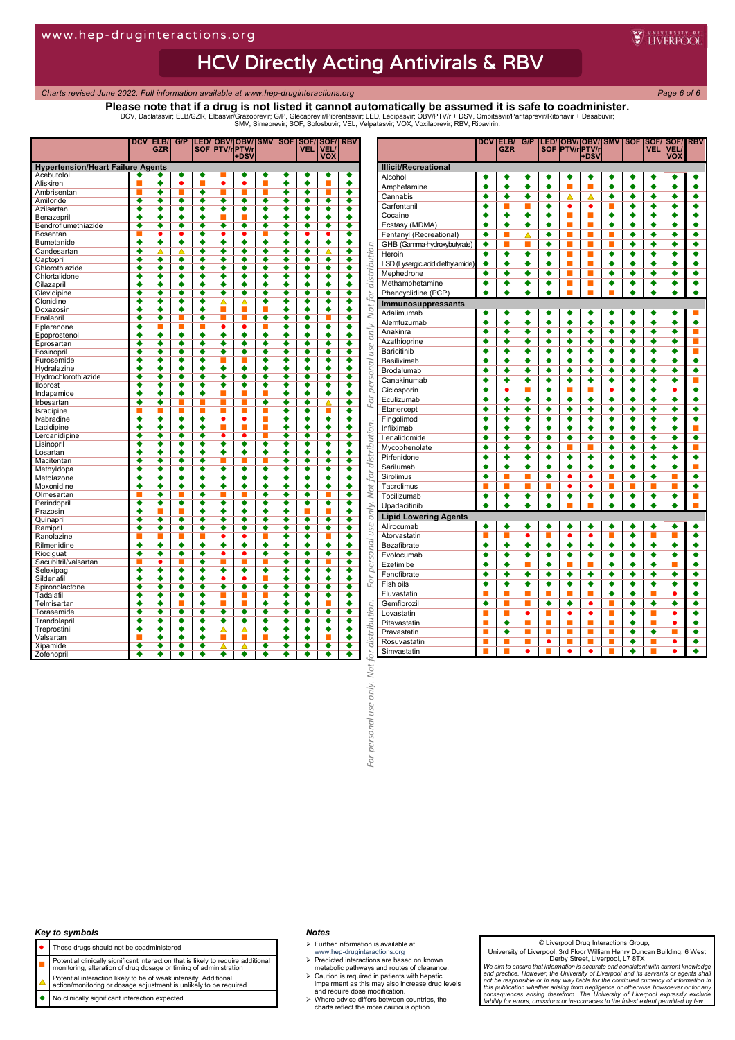# HCV Directly Acting Antivirals & RBV

*Charts revised June 2022. Full information available at www.hep-druginteractions.org*

**Please note that if a drug is not listed it cannot automatically be assumed it is safe to coadminister.**

DCV, Daclatasvir; ELB/GZR, Elbasvir/Grazoprevir; G/P, Glecaprevir/Pibrentasvir; LED, Ledipasvir; OBV/PTV/r + DSV, Ombitasvir/Paritaprevir/Ritonavir + Dasabuvir; SMV, Simeprevir; SOF, Sofosbuvir; VEL, Velpatasvir; VOX, Voxilaprevir; RBV, Ribavirin.

| | DCV | ELB/GZR | G/P | LED/SOF | OBV/PTV/r | OBV/PTV/r +DSV | SMV | SOF | SOF/VEL | SOF/VEL/VOX | RBV |
|---|---|---|---|---|---|---|---|---|---|---|---|
| **Hypertension/Heart Failure Agents** | | | | | | | | | | | |
| Acebutolol | ◆ | ◆ | ◆ | ◆ | ■ | ■ | ◆ | ◆ | ◆ | ◆ | ◆ |
| Aliskiren | ■ | ◆ | ● | ■ | ● | ● | ■ | ◆ | ◆ | ■ | ◆ |
| Ambrisentan | ■ | ◆ | ■ | ◆ | ■ | ■ | ■ | ◆ | ◆ | ■ | ◆ |
| Amiloride | ◆ | ◆ | ◆ | ◆ | ◆ | ◆ | ◆ | ◆ | ◆ | ◆ | ◆ |
| Azilsartan | ◆ | ◆ | ◆ | ◆ | ◆ | ◆ | ◆ | ◆ | ◆ | ◆ | ◆ |
| Benazepril | ◆ | ◆ | ◆ | ◆ | ■ | ■ | ◆ | ◆ | ◆ | ◆ | ◆ |
| Bendroflumethiazide | ◆ | ◆ | ◆ | ◆ | ◆ | ◆ | ◆ | ◆ | ◆ | ◆ | ◆ |
| Bosentan | ■ | ● | ● | ◆ | ● | ● | ■ | ◆ | ● | ● | ◆ |
| Bumetanide | ◆ | ◆ | ◆ | ◆ | ◆ | ◆ | ◆ | ◆ | ◆ | ◆ | ◆ |
| Candesartan | ◆ | △ | △ | ◆ | ◆ | ◆ | ◆ | ◆ | ◆ | △ | ◆ |
| Captopril | ◆ | ◆ | ◆ | ◆ | ◆ | ◆ | ◆ | ◆ | ◆ | ◆ | ◆ |
| Chlorothiazide | ◆ | ◆ | ◆ | ◆ | ◆ | ◆ | ◆ | ◆ | ◆ | ◆ | ◆ |
| Chlortalidone | ◆ | ◆ | ◆ | ◆ | ◆ | ◆ | ◆ | ◆ | ◆ | ◆ | ◆ |
| Cilazapril | ◆ | ◆ | ◆ | ◆ | ◆ | ◆ | ◆ | ◆ | ◆ | ◆ | ◆ |
| Clevidipine | ◆ | ◆ | ◆ | ◆ | ◆ | ◆ | ◆ | ◆ | ◆ | ◆ | ◆ |
| Clonidine | ◆ | ◆ | ◆ | ◆ | △ | △ | ◆ | ◆ | ◆ | ◆ | ◆ |
| Doxazosin | ◆ | ◆ | ◆ | ◆ | ■ | ■ | ■ | ◆ | ◆ | ◆ | ◆ |
| Enalapril | ◆ | ◆ | ■ | ◆ | ■ | ■ | ■ | ◆ | ◆ | ■ | ◆ |
| Eplerenone | ◆ | ■ | ■ | ■ | ● | ● | ■ | ◆ | ◆ | ◆ | ◆ |
| Epoprostenol | ◆ | ◆ | ◆ | ◆ | ◆ | ◆ | ◆ | ◆ | ◆ | ◆ | ◆ |
| Eprosartan | ◆ | ◆ | ◆ | ◆ | ◆ | ◆ | ◆ | ◆ | ◆ | ◆ | ◆ |
| Fosinopril | ◆ | ◆ | ◆ | ◆ | ◆ | ◆ | ◆ | ◆ | ◆ | ◆ | ◆ |
| Furosemide | ◆ | ◆ | ◆ | ◆ | ■ | ■ | ◆ | ◆ | ◆ | ◆ | ◆ |
| Hydralazine | ◆ | ◆ | ◆ | ◆ | ◆ | ◆ | ◆ | ◆ | ◆ | ◆ | ◆ |
| Hydrochlorothiazide | ◆ | ◆ | ◆ | ◆ | ◆ | ◆ | ◆ | ◆ | ◆ | ◆ | ◆ |
| Iloprost | ◆ | ◆ | ◆ | ◆ | ◆ | ◆ | ◆ | ◆ | ◆ | ◆ | ◆ |
| Indapamide | ◆ | ◆ | ◆ | ◆ | ■ | ■ | ■ | ◆ | ◆ | ◆ | ◆ |
| Irbesartan | ◆ | ◆ | ■ | ■ | ■ | ■ | ◆ | ◆ | ◆ | △ | ◆ |
| Isradipine | ■ | ■ | ■ | ■ | ■ | ■ | ■ | ◆ | ◆ | ■ | ◆ |
| Ivabradine | ◆ | ◆ | ◆ | ◆ | ● | ● | ■ | ◆ | ◆ | ◆ | ◆ |
| Lacidipine | ◆ | ◆ | ◆ | ◆ | ■ | ■ | ■ | ◆ | ◆ | ◆ | ◆ |
| Lercanidipine | ◆ | ◆ | ◆ | ◆ | ● | ● | ■ | ◆ | ◆ | ◆ | ◆ |
| Lisinopril | ◆ | ◆ | ◆ | ◆ | ◆ | ◆ | ◆ | ◆ | ◆ | ◆ | ◆ |
| Losartan | ◆ | ◆ | ◆ | ◆ | ■ | ■ | ◆ | ◆ | ◆ | ◆ | ◆ |
| Macitentan | ◆ | ◆ | ◆ | ◆ | ■ | ■ | ■ | ◆ | ◆ | ◆ | ◆ |
| Methyldopa | ◆ | ◆ | ◆ | ◆ | ◆ | ◆ | ◆ | ◆ | ◆ | ◆ | ◆ |
| Metolazone | ◆ | ◆ | ◆ | ◆ | ◆ | ◆ | ◆ | ◆ | ◆ | ◆ | ◆ |
| Moxonidine | ◆ | ◆ | ◆ | ◆ | ◆ | ◆ | ◆ | ◆ | ◆ | ◆ | ◆ |
| Olmesartan | ■ | ◆ | ■ | ◆ | ■ | ■ | ◆ | ◆ | ◆ | ■ | ◆ |
| Perindopril | ◆ | ◆ | ◆ | ◆ | ◆ | ◆ | ◆ | ◆ | ◆ | ◆ | ◆ |
| Prazosin | ◆ | ■ | ■ | ◆ | ■ | ■ | ◆ | ◆ | ■ | ■ | ◆ |
| Quinapril | ◆ | ◆ | ◆ | ◆ | ◆ | ◆ | ◆ | ◆ | ◆ | ◆ | ◆ |
| Ramipril | ◆ | ◆ | ◆ | ◆ | ■ | ■ | ◆ | ◆ | ◆ | ◆ | ◆ |
| Ranolazine | ■ | ■ | ■ | ■ | ● | ● | ■ | ◆ | ◆ | ■ | ◆ |
| Rilmenidine | ◆ | ◆ | ◆ | ◆ | ◆ | ◆ | ◆ | ◆ | ◆ | ◆ | ◆ |
| Riociguat | ◆ | ◆ | ◆ | ◆ | ● | ● | ◆ | ◆ | ◆ | ◆ | ◆ |
| Sacubitril/valsartan | ■ | ● | ■ | ◆ | ■ | ■ | ■ | ◆ | ◆ | ■ | ◆ |
| Selexipag | ◆ | ◆ | ◆ | ◆ | ◆ | ◆ | ◆ | ◆ | ◆ | ◆ | ◆ |
| Sildenafil | ◆ | ◆ | ◆ | ◆ | ● | ● | ■ | ◆ | ◆ | ◆ | ◆ |
| Spironolactone | ◆ | ◆ | ◆ | ◆ | ◆ | ◆ | ◆ | ◆ | ◆ | ◆ | ◆ |
| Tadalafil | ◆ | ◆ | ◆ | ◆ | ■ | ■ | ◆ | ◆ | ◆ | ◆ | ◆ |
| Telmisartan | ◆ | ◆ | ■ | ◆ | ■ | ■ | ◆ | ◆ | ◆ | ■ | ◆ |
| Torasemide | ◆ | ◆ | ◆ | ◆ | ◆ | ◆ | ◆ | ◆ | ◆ | ◆ | ◆ |
| Trandolapril | ◆ | ◆ | ◆ | ◆ | ◆ | ◆ | ◆ | ◆ | ◆ | ◆ | ◆ |
| Treprostinil | ◆ | ◆ | ◆ | ◆ | △ | △ | ◆ | ◆ | ◆ | ◆ | ◆ |
| Valsartan | ■ | ◆ | ◆ | ■ | ■ | ■ | ◆ | ◆ | ◆ | ■ | ◆ |
| Xipamide | ◆ | ◆ | ◆ | ◆ | △ | △ | ◆ | ◆ | ◆ | ◆ | ◆ |
| Zofenopril | ◆ | ◆ | ◆ | ◆ | ◆ | ◆ | ◆ | ◆ | ◆ | ◆ | ◆ |

| | DCV | ELB/GZR | G/P | LED/SOF | OBV/PTV/r | OBV/PTV/r +DSV | SMV | SOF | SOF/VEL | SOF/VEL/VOX | RBV |
|---|---|---|---|---|---|---|---|---|---|---|---|
| **Illicit/Recreational** | | | | | | | | | | | |
| Alcohol | ◆ | ◆ | ◆ | ◆ | ◆ | ◆ | ◆ | ◆ | ◆ | ◆ | ◆ |
| Amphetamine | ◆ | ◆ | ◆ | ◆ | ■ | ■ | ◆ | ◆ | ◆ | ◆ | ◆ |
| Cannabis | ◆ | ◆ | ◆ | ◆ | △ | △ | ◆ | ◆ | ◆ | ◆ | ◆ |
| Carfentanil | ◆ | ■ | ■ | ◆ | ● | ● | ■ | ◆ | ◆ | ◆ | ◆ |
| Cocaine | ◆ | ◆ | ◆ | ◆ | ■ | ■ | ◆ | ◆ | ◆ | ◆ | ◆ |
| Ecstasy (MDMA) | ◆ | ◆ | ◆ | ◆ | ■ | ■ | ◆ | ◆ | ◆ | ◆ | ◆ |
| Fentanyl (Recreational) | ◆ | ■ | △ | ◆ | ■ | ■ | ■ | ◆ | ◆ | ◆ | ◆ |
| GHB (Gamma-hydroxybutyrate) | ◆ | ■ | ■ | ◆ | ■ | ■ | ■ | ◆ | ◆ | ◆ | ◆ |
| Heroin | ◆ | ◆ | ◆ | ◆ | ■ | ■ | ◆ | ◆ | ◆ | ◆ | ◆ |
| LSD (Lysergic acid diethylamide) | ◆ | ◆ | ◆ | ◆ | ■ | ■ | ◆ | ◆ | ◆ | ◆ | ◆ |
| Mephedrone | ◆ | ◆ | ◆ | ◆ | ■ | ■ | ◆ | ◆ | ◆ | ◆ | ◆ |
| Methamphetamine | ◆ | ◆ | ◆ | ◆ | ■ | ■ | ◆ | ◆ | ◆ | ◆ | ◆ |
| Phencyclidine (PCP) | ◆ | ◆ | ◆ | ◆ | ■ | ■ | ■ | ◆ | ◆ | ◆ | ◆ |
| **Immunosuppressants** | | | | | | | | | | | |
| Adalimumab | ◆ | ◆ | ◆ | ◆ | ◆ | ◆ | ◆ | ◆ | ◆ | ◆ | ■ |
| Alemtuzumab | ◆ | ◆ | ◆ | ◆ | ◆ | ◆ | ◆ | ◆ | ◆ | ◆ | ◆ |
| Anakinra | ◆ | ◆ | ◆ | ◆ | ◆ | ◆ | ◆ | ◆ | ◆ | ◆ | ■ |
| Azathioprine | ◆ | ◆ | ◆ | ◆ | ◆ | ◆ | ◆ | ◆ | ◆ | ◆ | ■ |
| Baricitinib | ◆ | ◆ | ◆ | ◆ | ◆ | ◆ | ◆ | ◆ | ◆ | ◆ | ■ |
| Basiliximab | ◆ | ◆ | ◆ | ◆ | ◆ | ◆ | ◆ | ◆ | ◆ | ◆ | ◆ |
| Brodalumab | ◆ | ◆ | ◆ | ◆ | ◆ | ◆ | ◆ | ◆ | ◆ | ◆ | ◆ |
| Canakinumab | ◆ | ◆ | ◆ | ◆ | ◆ | ◆ | ◆ | ◆ | ◆ | ◆ | ■ |
| Ciclosporin | ◆ | ● | ■ | ◆ | ■ | ■ | ● | ◆ | ◆ | ● | ◆ |
| Eculizumab | ◆ | ◆ | ◆ | ◆ | ◆ | ◆ | ◆ | ◆ | ◆ | ◆ | ◆ |
| Etanercept | ◆ | ◆ | ◆ | ◆ | ◆ | ◆ | ◆ | ◆ | ◆ | ◆ | ◆ |
| Fingolimod | ◆ | ◆ | ◆ | ◆ | ◆ | ◆ | ◆ | ◆ | ◆ | ◆ | ◆ |
| Infliximab | ◆ | ◆ | ◆ | ◆ | ◆ | ◆ | ◆ | ◆ | ◆ | ◆ | ■ |
| Lenalidomide | ◆ | ◆ | ◆ | ◆ | ◆ | ◆ | ◆ | ◆ | ◆ | ◆ | ◆ |
| Mycophenolate | ◆ | ◆ | ◆ | ◆ | ■ | ■ | ◆ | ◆ | ◆ | ◆ | ■ |
| Pirfenidone | ◆ | ◆ | ◆ | ◆ | ◆ | ◆ | ◆ | ◆ | ◆ | ◆ | ◆ |
| Sarilumab | ◆ | ◆ | ◆ | ◆ | ◆ | ◆ | ◆ | ◆ | ◆ | ◆ | ■ |
| Sirolimus | ◆ | ■ | ■ | ◆ | ● | ● | ■ | ◆ | ◆ | ■ | ◆ |
| Tacrolimus | ■ | ■ | ■ | ■ | ● | ● | ■ | ■ | ■ | ■ | ◆ |
| Tocilizumab | ◆ | ◆ | ◆ | ◆ | ◆ | ◆ | ◆ | ◆ | ◆ | ◆ | ■ |
| Upadacitinib | ◆ | ◆ | ◆ | ◆ | ■ | ■ | ◆ | ◆ | ◆ | ◆ | ■ |
| **Lipid Lowering Agents** | | | | | | | | | | | |
| Alirocumab | ◆ | ◆ | ◆ | ◆ | ◆ | ◆ | ◆ | ◆ | ◆ | ◆ | ◆ |
| Atorvastatin | ■ | ■ | ● | ■ | ● | ● | ■ | ◆ | ■ | ■ | ◆ |
| Bezafibrate | ◆ | ◆ | ◆ | ◆ | ◆ | ◆ | ◆ | ◆ | ◆ | ◆ | ◆ |
| Evolocumab | ◆ | ◆ | ◆ | ◆ | ◆ | ◆ | ◆ | ◆ | ◆ | ◆ | ◆ |
| Ezetimibe | ◆ | ◆ | ■ | ◆ | ■ | ■ | ◆ | ◆ | ◆ | ■ | ◆ |
| Fenofibrate | ◆ | ◆ | ◆ | ◆ | ◆ | ◆ | ◆ | ◆ | ◆ | ◆ | ◆ |
| Fish oils | ◆ | ◆ | ◆ | ◆ | ◆ | ◆ | ◆ | ◆ | ◆ | ◆ | ◆ |
| Fluvastatin | ■ | ■ | ■ | ■ | ■ | ■ | ◆ | ◆ | ■ | ● | ◆ |
| Gemfibrozil | ◆ | ■ | ■ | ◆ | ● | ● | ■ | ◆ | ◆ | ◆ | ◆ |
| Lovastatin | ■ | ■ | ● | ■ | ● | ● | ■ | ◆ | ■ | ● | ◆ |
| Pitavastatin | ■ | ◆ | ■ | ■ | ■ | ■ | ■ | ◆ | ◆ | ● | ◆ |
| Pravastatin | ■ | ◆ | ■ | ■ | ■ | ■ | ■ | ◆ | ◆ | ■ | ◆ |
| Rosuvastatin | ■ | ■ | ■ | ● | ■ | ■ | ■ | ◆ | ■ | ● | ◆ |
| Simvastatin | ■ | ■ | ● | ■ | ● | ● | ■ | ◆ | ■ | ● | ◆ |

### Key to symbols

| | |
|---|---|
| ● | These drugs should not be coadministered |
| ■ | Potential clinically significant interaction that is likely to require additional monitoring, alteration of drug dosage or timing of administration |
| △ | Potential interaction likely to be of weak intensity. Additional action/monitoring or dosage adjustment is unlikely to be required |
| ◆ | No clinically significant interaction expected |

### Notes

- Further information is available at www.hep-druginteractions.org
- Predicted interactions are based on known metabolic pathways and routes of clearance.
- Caution is required in patients with hepatic impairment as this may also increase drug levels and require dose modification.
- Where advice differs between countries, the charts reflect the more cautious option.

© Liverpool Drug Interactions Group,
University of Liverpool, 3rd Floor William Henry Duncan Building, 6 West Derby Street, Liverpool, L7 8TX

*We aim to ensure that information is accurate and consistent with current knowledge and practice. However, the University of Liverpool and its servants or agents shall not be responsible or in any way liable for the continued currency of information in this publication whether arising from negligence or otherwise howsoever or for any consequences arising therefrom. The University of Liverpool expressly exclude liability for errors, omissions or inaccuracies to the fullest extent permitted by law.*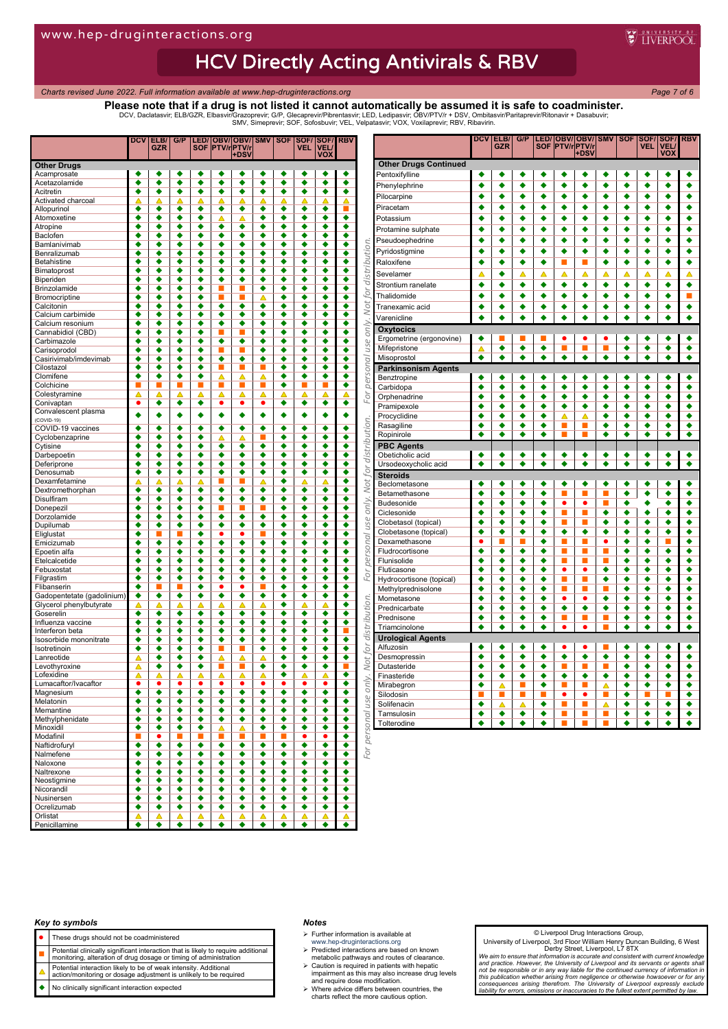# HCV Directly Acting Antivirals & RBV

*Charts revised June 2022. Full information available at www.hep-druginteractions.org*

**Please note that if a drug is not listed it cannot automatically be assumed it is safe to coadminister.**

DCV, Daclatasvir; ELB/GZR, Elbasvir/Grazoprevir; G/P, Glecaprevir/Pibrentasvir; LED, Ledipasvir; OBV/PTV/r + DSV, Ombitasvir/Paritaprevir/Ritonavir + Dasabuvir; SMV, Simeprevir; SOF, Sofosbuvir; VEL, Velpatasvir; VOX, Voxilaprevir; RBV, Ribavirin.

| | DCV | ELB/GZR | G/P | LED/SOF | OBV/PTV/r | OBV/PTV/r +DSV | SMV | SOF | SOF/VEL | SOF/VEL/VOX | RBV |
|---|---|---|---|---|---|---|---|---|---|---|---|
| **Other Drugs** | | | | | | | | | | | |
| Acamprosate | ◆ | ◆ | ◆ | ◆ | ◆ | ◆ | ◆ | ◆ | ◆ | ◆ | ◆ |
| Acetazolamide | ◆ | ◆ | ◆ | ◆ | ◆ | ◆ | ◆ | ◆ | ◆ | ◆ | ◆ |
| Acitretin | ◆ | ◆ | ◆ | ◆ | ◆ | ◆ | ◆ | ◆ | ◆ | ◆ | ◆ |
| Activated charcoal | △ | △ | △ | △ | △ | △ | △ | △ | △ | △ | △ |
| Allopurinol | ◆ | ◆ | ◆ | ◆ | ◆ | ◆ | ◆ | ◆ | ◆ | ◆ | ■ |
| Atomoxetine | ◆ | ◆ | ◆ | ◆ | △ | ◆ | ◆ | ◆ | ◆ | ◆ | ◆ |
| Atropine | ◆ | ◆ | ◆ | ◆ | ◆ | ◆ | ◆ | ◆ | ◆ | ◆ | ◆ |
| Baclofen | ◆ | ◆ | ◆ | ◆ | ◆ | ◆ | ◆ | ◆ | ◆ | ◆ | ◆ |
| Bamlanivimab | ◆ | ◆ | ◆ | ◆ | ◆ | ◆ | ◆ | ◆ | ◆ | ◆ | ◆ |
| Benralizumab | ◆ | ◆ | ◆ | ◆ | ◆ | ◆ | ◆ | ◆ | ◆ | ◆ | ◆ |
| Betahistine | ◆ | ◆ | ◆ | ◆ | ◆ | ◆ | ◆ | ◆ | ◆ | ◆ | ◆ |
| Bimatoprost | ◆ | ◆ | ◆ | ◆ | ◆ | ◆ | ◆ | ◆ | ◆ | ◆ | ◆ |
| Biperiden | ◆ | ◆ | ◆ | ◆ | ◆ | ◆ | ◆ | ◆ | ◆ | ◆ | ◆ |
| Brinzolamide | ◆ | ◆ | ◆ | ◆ | ■ | ■ | ◆ | ◆ | ◆ | ◆ | ◆ |
| Bromocriptine | ◆ | ◆ | ◆ | ◆ | ■ | ■ | △ | ◆ | ◆ | ◆ | ◆ |
| Calcitonin | ◆ | ◆ | ◆ | ◆ | ◆ | ◆ | ◆ | ◆ | ◆ | ◆ | ◆ |
| Calcium carbimide | ◆ | ◆ | ◆ | ◆ | ◆ | ◆ | ◆ | ◆ | ◆ | ◆ | ◆ |
| Calcium resonium | ◆ | ◆ | ◆ | ◆ | ◆ | ◆ | ◆ | ◆ | ◆ | ◆ | ◆ |
| Cannabidiol (CBD) | ◆ | ◆ | ◆ | ◆ | ■ | ■ | ◆ | ◆ | ◆ | ◆ | ◆ |
| Carbimazole | ◆ | ◆ | ◆ | ◆ | ◆ | ◆ | ◆ | ◆ | ◆ | ◆ | ◆ |
| Carisoprodol | ◆ | ◆ | ◆ | ◆ | ■ | ■ | ◆ | ◆ | ◆ | ◆ | ◆ |
| Casirivimab/imdevimab | ◆ | ◆ | ◆ | ◆ | ◆ | ◆ | ◆ | ◆ | ◆ | ◆ | ◆ |
| Cilostazol | ◆ | ◆ | ◆ | ◆ | ■ | ■ | ■ | ◆ | ◆ | ◆ | ◆ |
| Clomifene | ◆ | ◆ | ◆ | ◆ | △ | △ | △ | ◆ | ◆ | ◆ | ◆ |
| Colchicine | ■ | ◆ | ■ | ■ | ■ | ■ | ■ | ◆ | ■ | ■ | ◆ |
| Colestyramine | △ | △ | △ | △ | △ | △ | △ | △ | △ | △ | △ |
| Conivaptan | ● | ◆ | ◆ | ◆ | ● | ● | ● | ◆ | ◆ | ◆ | ◆ |
| Convalescent plasma (COVID-19) | ◆ | ◆ | ◆ | ◆ | ◆ | ◆ | ◆ | ◆ | ◆ | ◆ | ◆ |
| COVID-19 vaccines | ◆ | ◆ | ◆ | ◆ | ◆ | ◆ | ◆ | ◆ | ◆ | ◆ | ◆ |
| Cyclobenzaprine | ◆ | ◆ | ◆ | ◆ | △ | △ | ■ | ◆ | ◆ | ◆ | ◆ |
| Cytisine | ◆ | ◆ | ◆ | ◆ | ◆ | ◆ | ◆ | ◆ | ◆ | ◆ | ◆ |
| Darbepoetin | ◆ | ◆ | ◆ | ◆ | ◆ | ◆ | ◆ | ◆ | ◆ | ◆ | ◆ |
| Deferiprone | ◆ | ◆ | ◆ | ◆ | ◆ | ◆ | ◆ | ◆ | ◆ | ◆ | ◆ |
| Denosumab | ◆ | ◆ | ◆ | ◆ | ◆ | ◆ | ◆ | ◆ | ◆ | ◆ | ◆ |
| Dexamfetamine | △ | △ | △ | △ | ■ | ■ | △ | ◆ | △ | △ | ◆ |
| Dextromethorphan | ◆ | ◆ | ◆ | ◆ | △ | △ | ◆ | ◆ | ◆ | ◆ | ◆ |
| Disulfiram | ◆ | ◆ | ◆ | ◆ | ◆ | ◆ | ◆ | ◆ | ◆ | ◆ | ◆ |
| Donepezil | ◆ | ◆ | ◆ | ◆ | ■ | ■ | ■ | ◆ | ◆ | ◆ | ◆ |
| Dorzolamide | ◆ | ◆ | ◆ | ◆ | ◆ | ◆ | ◆ | ◆ | ◆ | ◆ | ◆ |
| Dupilumab | ◆ | ◆ | ◆ | ◆ | ◆ | ◆ | ◆ | ◆ | ◆ | ◆ | ◆ |
| Eliglustat | ◆ | ■ | ■ | ◆ | ● | ● | ■ | ◆ | ◆ | ◆ | ◆ |
| Emicizumab | ◆ | ◆ | ◆ | ◆ | ◆ | ◆ | ◆ | ◆ | ◆ | ◆ | ◆ |
| Epoetin alfa | ◆ | ◆ | ◆ | ◆ | ◆ | ◆ | ◆ | ◆ | ◆ | ◆ | ◆ |
| Etelcalcetide | ◆ | ◆ | ◆ | ◆ | ◆ | ◆ | ◆ | ◆ | ◆ | ◆ | ◆ |
| Febuxostat | ◆ | ◆ | ◆ | ◆ | ◆ | ◆ | ◆ | ◆ | ◆ | ◆ | ◆ |
| Filgrastim | ◆ | ◆ | ◆ | ◆ | ◆ | ◆ | ◆ | ◆ | ◆ | ◆ | ◆ |
| Flibanserin | ◆ | ■ | ■ | ◆ | ● | ● | ■ | ◆ | ◆ | ◆ | ◆ |
| Gadopentetate (gadolinium) | ◆ | ◆ | ◆ | ◆ | ◆ | ◆ | ◆ | ◆ | ◆ | ◆ | ◆ |
| Glycerol phenylbutyrate | △ | △ | △ | △ | △ | △ | △ | ◆ | △ | △ | ◆ |
| Goserelin | ◆ | ◆ | ◆ | ◆ | ◆ | ◆ | ◆ | ◆ | ◆ | ◆ | ◆ |
| Influenza vaccine | ◆ | ◆ | ◆ | ◆ | ◆ | ◆ | ◆ | ◆ | ◆ | ◆ | ◆ |
| Interferon beta | ◆ | ◆ | ◆ | ◆ | ◆ | ◆ | ◆ | ◆ | ◆ | ◆ | ■ |
| Isosorbide mononitrate | ◆ | ◆ | ◆ | ◆ | ◆ | ◆ | ◆ | ◆ | ◆ | ◆ | ◆ |
| Isotretinoin | ◆ | ◆ | ◆ | ◆ | ■ | ■ | ◆ | ◆ | ◆ | ◆ | ◆ |
| Lanreotide | △ | ◆ | ◆ | ◆ | △ | △ | △ | ◆ | ◆ | ◆ | ◆ |
| Levothyroxine | △ | ◆ | ◆ | ◆ | ■ | ■ | ◆ | ◆ | ◆ | ◆ | ■ |
| Lofexidine | △ | △ | △ | △ | △ | △ | △ | ◆ | △ | △ | ◆ |
| Lumacaftor/Ivacaftor | ● | ● | ● | ● | ● | ● | ● | ● | ● | ● | ◆ |
| Magnesium | ◆ | ◆ | ◆ | ◆ | ◆ | ◆ | ◆ | ◆ | ◆ | ◆ | ◆ |
| Melatonin | ◆ | ◆ | ◆ | ◆ | ◆ | ◆ | ◆ | ◆ | ◆ | ◆ | ◆ |
| Memantine | ◆ | ◆ | ◆ | ◆ | ◆ | ◆ | ◆ | ◆ | ◆ | ◆ | ◆ |
| Methylphenidate | ◆ | ◆ | ◆ | ◆ | ◆ | ◆ | ◆ | ◆ | ◆ | ◆ | ◆ |
| Minoxidil | ◆ | ◆ | ◆ | ◆ | △ | △ | ◆ | ◆ | ◆ | ◆ | ◆ |
| Modafinil | ■ | ● | ■ | ■ | ■ | ■ | ■ | ■ | ● | ● | ◆ |
| Naftidrofuryl | ◆ | ◆ | ◆ | ◆ | ◆ | ◆ | ◆ | ◆ | ◆ | ◆ | ◆ |
| Nalmefene | ◆ | ◆ | ◆ | ◆ | ◆ | ◆ | ◆ | ◆ | ◆ | ◆ | ◆ |
| Naloxone | ◆ | ◆ | ◆ | ◆ | ◆ | ◆ | ◆ | ◆ | ◆ | ◆ | ◆ |
| Naltrexone | ◆ | ◆ | ◆ | ◆ | ◆ | ◆ | ◆ | ◆ | ◆ | ◆ | ◆ |
| Neostigmine | ◆ | ◆ | ◆ | ◆ | ◆ | ◆ | ◆ | ◆ | ◆ | ◆ | ◆ |
| Nicorandil | ◆ | ◆ | ◆ | ◆ | ◆ | ◆ | ◆ | ◆ | ◆ | ◆ | ◆ |
| Nusinersen | ◆ | ◆ | ◆ | ◆ | ◆ | ◆ | ◆ | ◆ | ◆ | ◆ | ◆ |
| Ocrelizumab | ◆ | ◆ | ◆ | ◆ | ◆ | ◆ | ◆ | ◆ | ◆ | ◆ | ◆ |
| Orlistat | △ | △ | △ | △ | △ | △ | △ | △ | △ | △ | △ |
| Penicillamine | ◆ | ◆ | ◆ | ◆ | ◆ | ◆ | ◆ | ◆ | ◆ | ◆ | ◆ |

| | DCV | ELB/GZR | G/P | LED/SOF | OBV/PTV/r | OBV/PTV/r +DSV | SMV | SOF | SOF/VEL | SOF/VEL/VOX | RBV |
|---|---|---|---|---|---|---|---|---|---|---|---|
| **Other Drugs Continued** | | | | | | | | | | | |
| Pentoxifylline | ◆ | ◆ | ◆ | ◆ | ◆ | ◆ | ◆ | ◆ | ◆ | ◆ | ◆ |
| Phenylephrine | ◆ | ◆ | ◆ | ◆ | ◆ | ◆ | ◆ | ◆ | ◆ | ◆ | ◆ |
| Pilocarpine | ◆ | ◆ | ◆ | ◆ | ◆ | ◆ | ◆ | ◆ | ◆ | ◆ | ◆ |
| Piracetam | ◆ | ◆ | ◆ | ◆ | ◆ | ◆ | ◆ | ◆ | ◆ | ◆ | ◆ |
| Potassium | ◆ | ◆ | ◆ | ◆ | ◆ | ◆ | ◆ | ◆ | ◆ | ◆ | ◆ |
| Protamine sulphate | ◆ | ◆ | ◆ | ◆ | ◆ | ◆ | ◆ | ◆ | ◆ | ◆ | ◆ |
| Pseudoephedrine | ◆ | ◆ | ◆ | ◆ | ◆ | ◆ | ◆ | ◆ | ◆ | ◆ | ◆ |
| Pyridostigmine | ◆ | ◆ | ◆ | ◆ | ◆ | ◆ | ◆ | ◆ | ◆ | ◆ | ◆ |
| Raloxifene | ◆ | ◆ | ◆ | ◆ | ■ | ■ | ◆ | ◆ | ◆ | ◆ | ◆ |
| Sevelamer | △ | ◆ | △ | △ | △ | △ | △ | △ | △ | △ | △ |
| Strontium ranelate | ◆ | ◆ | ◆ | ◆ | ◆ | ◆ | ◆ | ◆ | ◆ | ◆ | ◆ |
| Thalidomide | ◆ | ◆ | ◆ | ◆ | ◆ | ◆ | ◆ | ◆ | ◆ | ◆ | ■ |
| Tranexamic acid | ◆ | ◆ | ◆ | ◆ | ◆ | ◆ | ◆ | ◆ | ◆ | ◆ | ◆ |
| Varenicline | ◆ | ◆ | ◆ | ◆ | ◆ | ◆ | ◆ | ◆ | ◆ | ◆ | ◆ |
| **Oxytocics** | | | | | | | | | | | |
| Ergometrine (ergonovine) | ◆ | ■ | ■ | ■ | ● | ● | ● | ◆ | ◆ | ◆ | ◆ |
| Mifepristone | △ | ◆ | ◆ | ◆ | ■ | ■ | ■ | ◆ | ◆ | ◆ | ◆ |
| Misoprostol | ◆ | ◆ | ◆ | ◆ | ◆ | ◆ | ◆ | ◆ | ◆ | ◆ | ◆ |
| **Parkinsonism Agents** | | | | | | | | | | | |
| Benztropine | ◆ | ◆ | ◆ | ◆ | ◆ | ◆ | ◆ | ◆ | ◆ | ◆ | ◆ |
| Carbidopa | ◆ | ◆ | ◆ | ◆ | ◆ | ◆ | ◆ | ◆ | ◆ | ◆ | ◆ |
| Orphenadrine | ◆ | ◆ | ◆ | ◆ | ◆ | ◆ | ◆ | ◆ | ◆ | ◆ | ◆ |
| Pramipexole | ◆ | ◆ | ◆ | ◆ | ◆ | ◆ | ◆ | ◆ | ◆ | ◆ | ◆ |
| Procyclidine | ◆ | ◆ | ◆ | ◆ | △ | △ | ◆ | ◆ | ◆ | ◆ | ◆ |
| Rasagiline | ◆ | ◆ | ◆ | ◆ | ■ | ■ | ◆ | ◆ | ◆ | ◆ | ◆ |
| Ropinirole | ◆ | ◆ | ◆ | ◆ | ■ | ■ | ◆ | ◆ | ◆ | ◆ | ◆ |
| **PBC Agents** | | | | | | | | | | | |
| Obeticholic acid | ◆ | ◆ | ◆ | ◆ | ◆ | ◆ | ◆ | ◆ | ◆ | ◆ | ◆ |
| Ursodeoxycholic acid | ◆ | ◆ | ◆ | ◆ | ◆ | ◆ | ◆ | ◆ | ◆ | ◆ | ◆ |
| **Steroids** | | | | | | | | | | | |
| Beclometasone | ◆ | ◆ | ◆ | ◆ | ◆ | ◆ | ◆ | ◆ | ◆ | ◆ | ◆ |
| Betamethasone | ◆ | ◆ | ◆ | ◆ | ■ | ■ | ■ | ◆ | ◆ | ◆ | ◆ |
| Budesonide | ◆ | ◆ | ◆ | ◆ | ● | ● | ■ | ◆ | ◆ | ◆ | ◆ |
| Ciclesonide | ◆ | ◆ | ◆ | ◆ | ■ | ■ | ◆ | ◆ | ◆ | ◆ | ◆ |
| Clobetasol (topical) | ◆ | ◆ | ◆ | ◆ | ■ | ■ | ◆ | ◆ | ◆ | ◆ | ◆ |
| Clobetasone (topical) | ◆ | ◆ | ◆ | ◆ | ◆ | ◆ | ◆ | ◆ | ◆ | ◆ | ◆ |
| Dexamethasone | ● | ■ | ■ | ◆ | ■ | ■ | ● | ◆ | ◆ | ■ | ◆ |
| Fludrocortisone | ◆ | ◆ | ◆ | ◆ | ■ | ■ | ■ | ◆ | ◆ | ◆ | ◆ |
| Flunisolide | ◆ | ◆ | ◆ | ◆ | ■ | ■ | ■ | ◆ | ◆ | ◆ | ◆ |
| Fluticasone | ◆ | ◆ | ◆ | ◆ | ● | ● | ◆ | ◆ | ◆ | ◆ | ◆ |
| Hydrocortisone (topical) | ◆ | ◆ | ◆ | ◆ | ■ | ■ | ◆ | ◆ | ◆ | ◆ | ◆ |
| Methylprednisolone | ◆ | ◆ | ◆ | ◆ | ■ | ■ | ■ | ◆ | ◆ | ◆ | ◆ |
| Mometasone | ◆ | ◆ | ◆ | ◆ | ● | ● | ◆ | ◆ | ◆ | ◆ | ◆ |
| Prednicarbate | ◆ | ◆ | ◆ | ◆ | ◆ | ◆ | ◆ | ◆ | ◆ | ◆ | ◆ |
| Prednisone | ◆ | ◆ | ◆ | ◆ | ■ | ■ | ◆ | ◆ | ◆ | ◆ | ◆ |
| Triamcinolone | ◆ | ◆ | ◆ | ◆ | ● | ● | ■ | ◆ | ◆ | ◆ | ◆ |
| **Urological Agents** | | | | | | | | | | | |
| Alfuzosin | ◆ | ◆ | ◆ | ◆ | ● | ● | ■ | ◆ | ◆ | ◆ | ◆ |
| Desmopressin | ◆ | ◆ | ◆ | ◆ | ◆ | ◆ | ◆ | ◆ | ◆ | ◆ | ◆ |
| Dutasteride | ◆ | ◆ | ◆ | ◆ | ■ | ■ | ■ | ◆ | ◆ | ◆ | ◆ |
| Finasteride | ◆ | ◆ | ◆ | ◆ | ■ | ■ | ◆ | ◆ | ◆ | ◆ | ◆ |
| Mirabegron | ◆ | △ | ■ | ◆ | ■ | ■ | △ | ◆ | ◆ | ◆ | ◆ |
| Silodosin | ■ | ■ | ■ | ■ | ● | ● | ■ | ◆ | ■ | ■ | ◆ |
| Solifenacin | ◆ | △ | △ | ◆ | ■ | ■ | △ | ◆ | ◆ | ◆ | ◆ |
| Tamsulosin | ◆ | ◆ | ◆ | ◆ | ■ | ■ | ■ | ◆ | ◆ | ◆ | ◆ |
| Tolterodine | ◆ | ◆ | ◆ | ◆ | ■ | ■ | ■ | ◆ | ◆ | ◆ | ◆ |

## Key to symbols

| | |
|---|---|
| ● | These drugs should not be coadministered |
| ■ | Potential clinically significant interaction that is likely to require additional monitoring, alteration of drug dosage or timing of administration |
| △ | Potential interaction likely to be of weak intensity. Additional action/monitoring or dosage adjustment is unlikely to be required |
| ◆ | No clinically significant interaction expected |

## Notes

- Further information is available at www.hep-druginteractions.org
- Predicted interactions are based on known metabolic pathways and routes of clearance.
- Caution is required in patients with hepatic impairment as this may also increase drug levels and require dose modification.
- Where advice differs between countries, the charts reflect the more cautious option.

© Liverpool Drug Interactions Group,
University of Liverpool, 3rd Floor William Henry Duncan Building, 6 West Derby Street, Liverpool, L7 8TX

*We aim to ensure that information is accurate and consistent with current knowledge and practice. However, the University of Liverpool and its servants or agents shall not be responsible or in any way liable for the continued currency of information in this publication whether arising from negligence or otherwise howsoever or for any consequences arising therefrom. The University of Liverpool expressly exclude liability for errors, omissions or inaccuracies to the fullest extent permitted by law.*